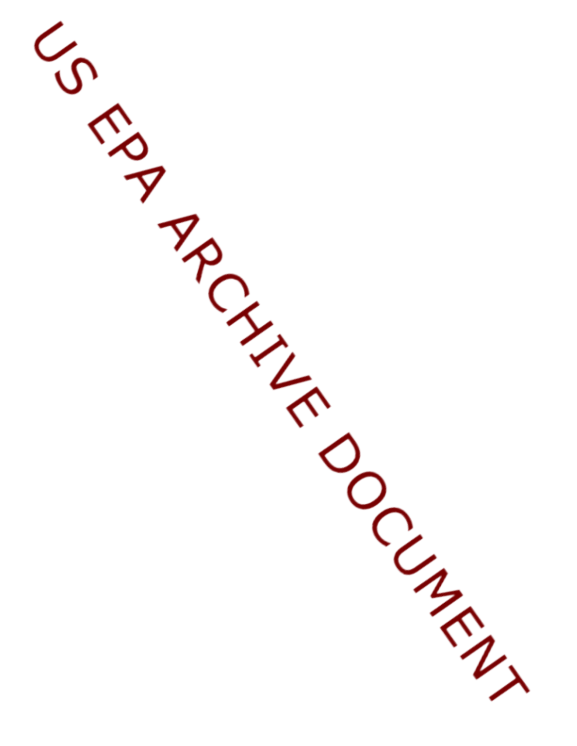US EPA ARCHIVE DOCUMENT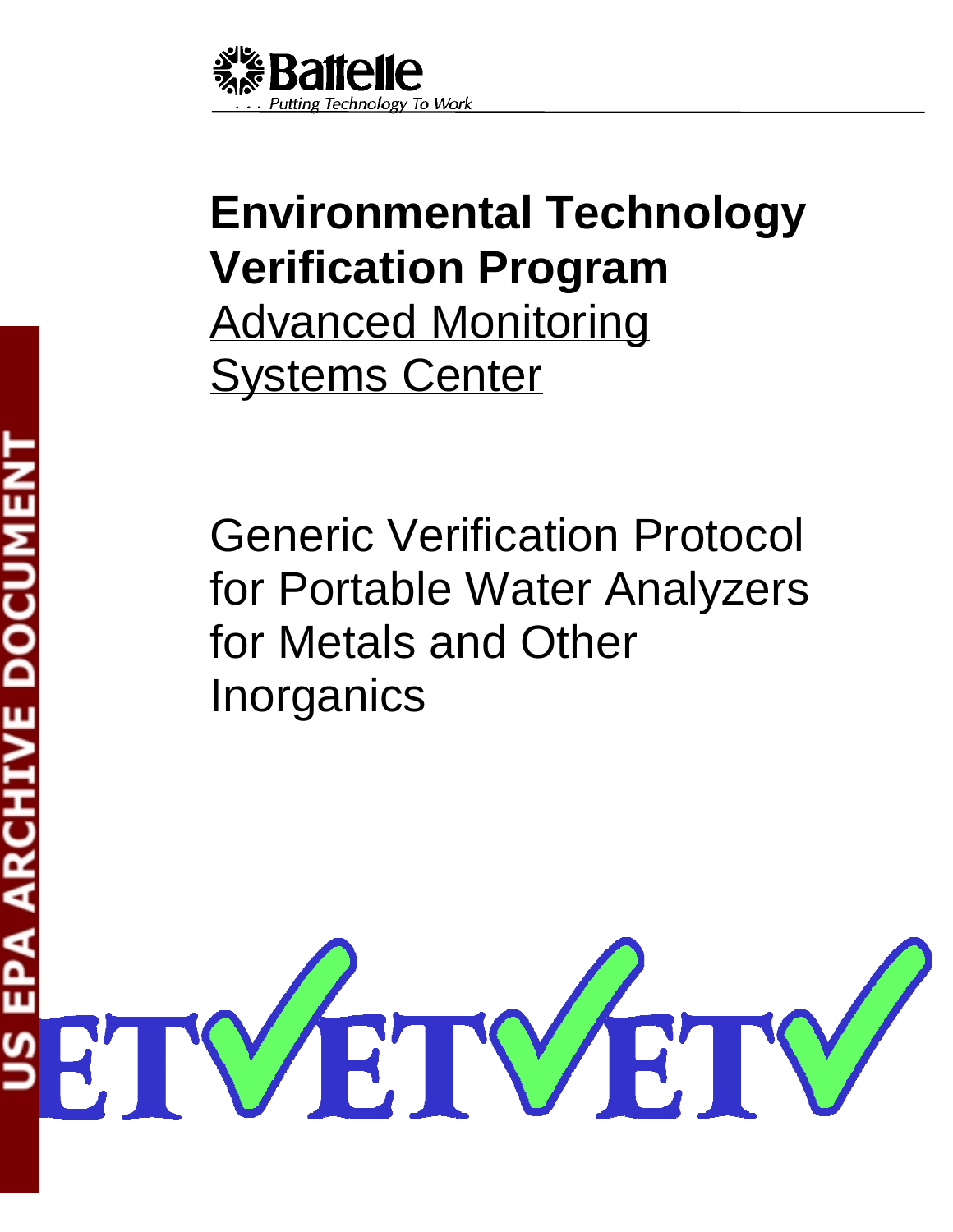Battelle

. . . Putting Technology To Work

# Environmental Technology Verification Program

## Advanced Monitoring Systems Center

# Generic Verification Protocol for Portable Water Analyzers for Metals and Other Inorganics

US EPA ARCHIVE DOCUMENT

ETV ETV ETV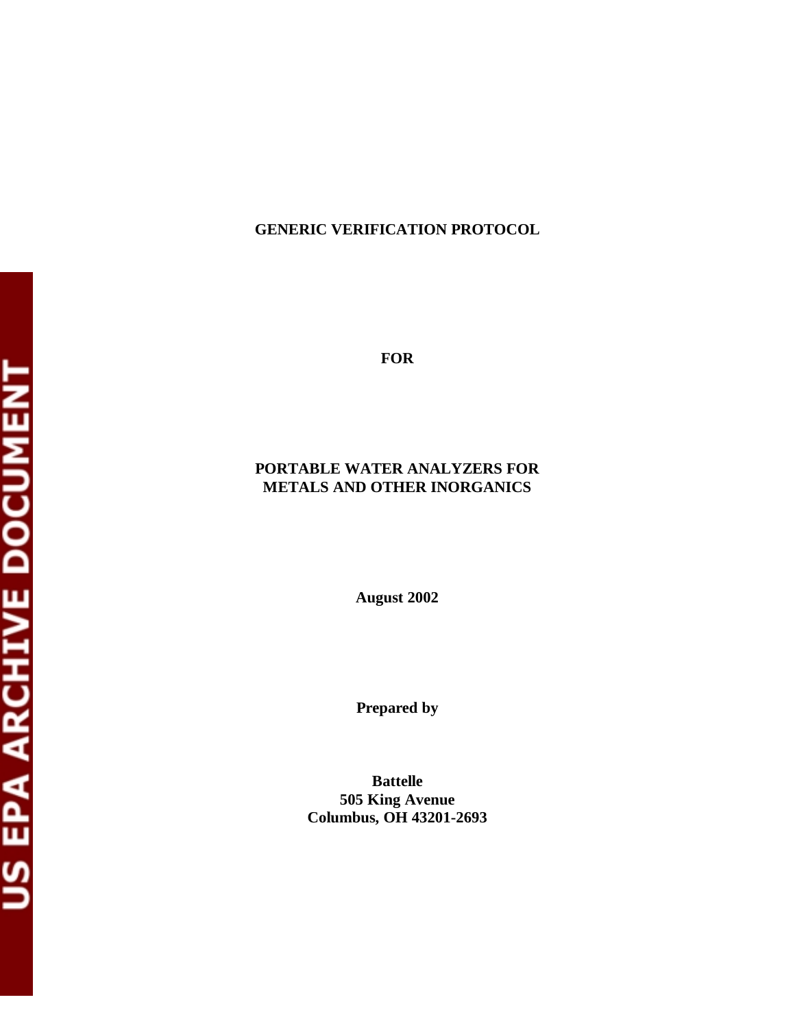**GENERIC VERIFICATION PROTOCOL**

**FOR**

**PORTABLE WATER ANALYZERS FOR METALS AND OTHER INORGANICS**

**August 2002**

**Prepared by**

**Battelle**
**505 King Avenue**
**Columbus, OH 43201-2693**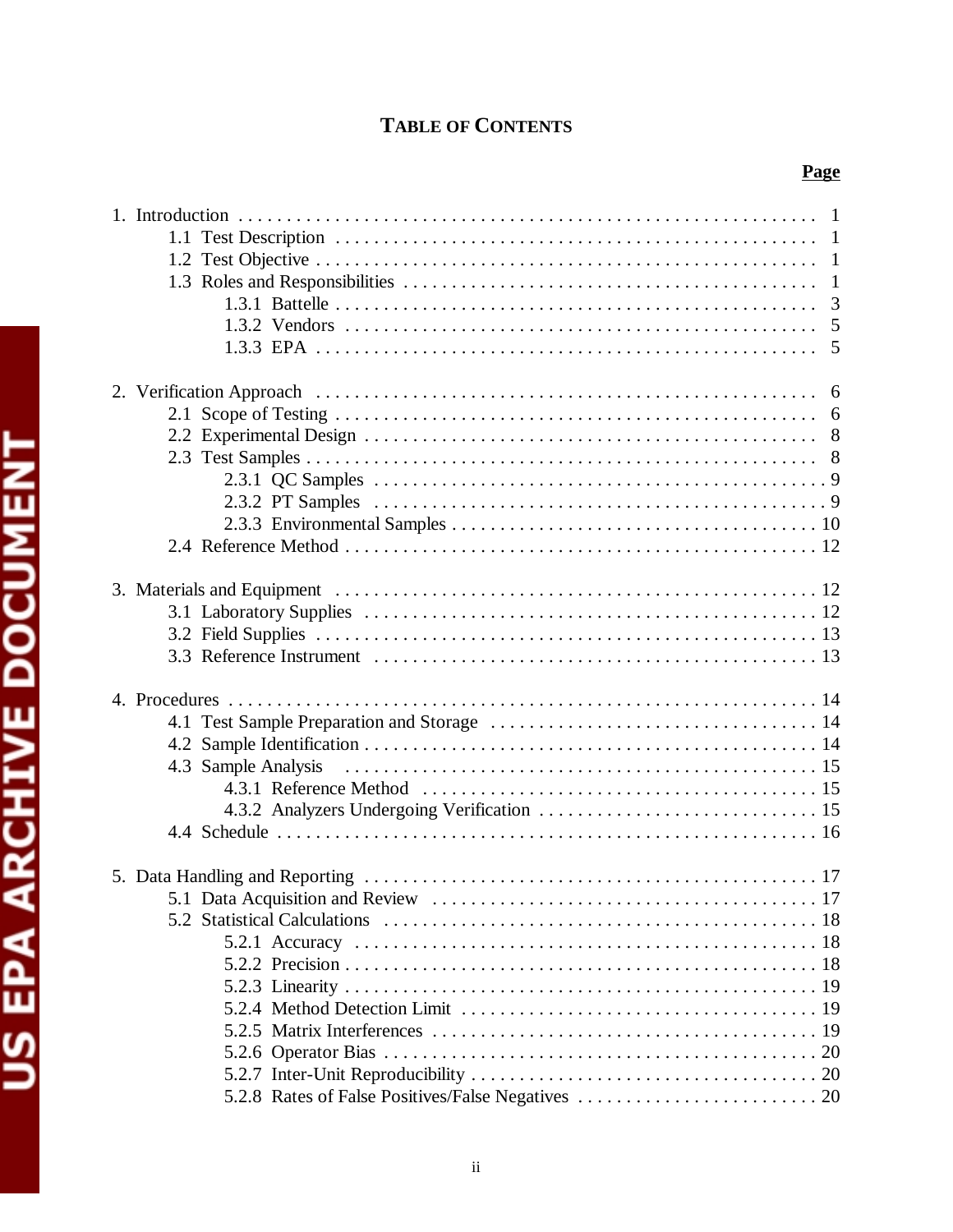# TABLE OF CONTENTS

**Page**

1. Introduction . . . . . . . . . . . . . . . . . . . . . . . . . . . . . . . . . . . . . . . . . . . . . . . . . . . . . 1
    - 1.1 Test Description . . . . . . . . . . . . . . . . . . . . . . . . . . . . . . . . . . . . . . . . . . . . . . 1
    - 1.2 Test Objective . . . . . . . . . . . . . . . . . . . . . . . . . . . . . . . . . . . . . . . . . . . . . . . 1
    - 1.3 Roles and Responsibilities . . . . . . . . . . . . . . . . . . . . . . . . . . . . . . . . . . . . . . . 1
        - 1.3.1 Battelle . . . . . . . . . . . . . . . . . . . . . . . . . . . . . . . . . . . . . . . . . . . . . 3
        - 1.3.2 Vendors . . . . . . . . . . . . . . . . . . . . . . . . . . . . . . . . . . . . . . . . . . . . . 5
        - 1.3.3 EPA . . . . . . . . . . . . . . . . . . . . . . . . . . . . . . . . . . . . . . . . . . . . . . . . 5

2. Verification Approach . . . . . . . . . . . . . . . . . . . . . . . . . . . . . . . . . . . . . . . . . . . . . 6
    - 2.1 Scope of Testing . . . . . . . . . . . . . . . . . . . . . . . . . . . . . . . . . . . . . . . . . . . . . 6
    - 2.2 Experimental Design . . . . . . . . . . . . . . . . . . . . . . . . . . . . . . . . . . . . . . . . . . 8
    - 2.3 Test Samples . . . . . . . . . . . . . . . . . . . . . . . . . . . . . . . . . . . . . . . . . . . . . . . 8
        - 2.3.1 QC Samples . . . . . . . . . . . . . . . . . . . . . . . . . . . . . . . . . . . . . . . . . . . 9
        - 2.3.2 PT Samples . . . . . . . . . . . . . . . . . . . . . . . . . . . . . . . . . . . . . . . . . . . 9
        - 2.3.3 Environmental Samples . . . . . . . . . . . . . . . . . . . . . . . . . . . . . . . . . . 10
    - 2.4 Reference Method . . . . . . . . . . . . . . . . . . . . . . . . . . . . . . . . . . . . . . . . . . . 12

3. Materials and Equipment . . . . . . . . . . . . . . . . . . . . . . . . . . . . . . . . . . . . . . . . . . 12
    - 3.1 Laboratory Supplies . . . . . . . . . . . . . . . . . . . . . . . . . . . . . . . . . . . . . . . . . . 12
    - 3.2 Field Supplies . . . . . . . . . . . . . . . . . . . . . . . . . . . . . . . . . . . . . . . . . . . . . . 13
    - 3.3 Reference Instrument . . . . . . . . . . . . . . . . . . . . . . . . . . . . . . . . . . . . . . . . 13

4. Procedures . . . . . . . . . . . . . . . . . . . . . . . . . . . . . . . . . . . . . . . . . . . . . . . . . . . . 14
    - 4.1 Test Sample Preparation and Storage . . . . . . . . . . . . . . . . . . . . . . . . . . . . . 14
    - 4.2 Sample Identification . . . . . . . . . . . . . . . . . . . . . . . . . . . . . . . . . . . . . . . . 14
    - 4.3 Sample Analysis . . . . . . . . . . . . . . . . . . . . . . . . . . . . . . . . . . . . . . . . . . . 15
        - 4.3.1 Reference Method . . . . . . . . . . . . . . . . . . . . . . . . . . . . . . . . . . . . . 15
        - 4.3.2 Analyzers Undergoing Verification . . . . . . . . . . . . . . . . . . . . . . . . . 15
    - 4.4 Schedule . . . . . . . . . . . . . . . . . . . . . . . . . . . . . . . . . . . . . . . . . . . . . . . . . 16

5. Data Handling and Reporting . . . . . . . . . . . . . . . . . . . . . . . . . . . . . . . . . . . . . . . 17
    - 5.1 Data Acquisition and Review . . . . . . . . . . . . . . . . . . . . . . . . . . . . . . . . . . . 17
    - 5.2 Statistical Calculations . . . . . . . . . . . . . . . . . . . . . . . . . . . . . . . . . . . . . . . 18
        - 5.2.1 Accuracy . . . . . . . . . . . . . . . . . . . . . . . . . . . . . . . . . . . . . . . . . . . . 18
        - 5.2.2 Precision . . . . . . . . . . . . . . . . . . . . . . . . . . . . . . . . . . . . . . . . . . . 18
        - 5.2.3 Linearity . . . . . . . . . . . . . . . . . . . . . . . . . . . . . . . . . . . . . . . . . . . . 19
        - 5.2.4 Method Detection Limit . . . . . . . . . . . . . . . . . . . . . . . . . . . . . . . . . 19
        - 5.2.5 Matrix Interferences . . . . . . . . . . . . . . . . . . . . . . . . . . . . . . . . . . . . 19
        - 5.2.6 Operator Bias . . . . . . . . . . . . . . . . . . . . . . . . . . . . . . . . . . . . . . . . 20
        - 5.2.7 Inter-Unit Reproducibility . . . . . . . . . . . . . . . . . . . . . . . . . . . . . . . . 20
        - 5.2.8 Rates of False Positives/False Negatives . . . . . . . . . . . . . . . . . . . . . 20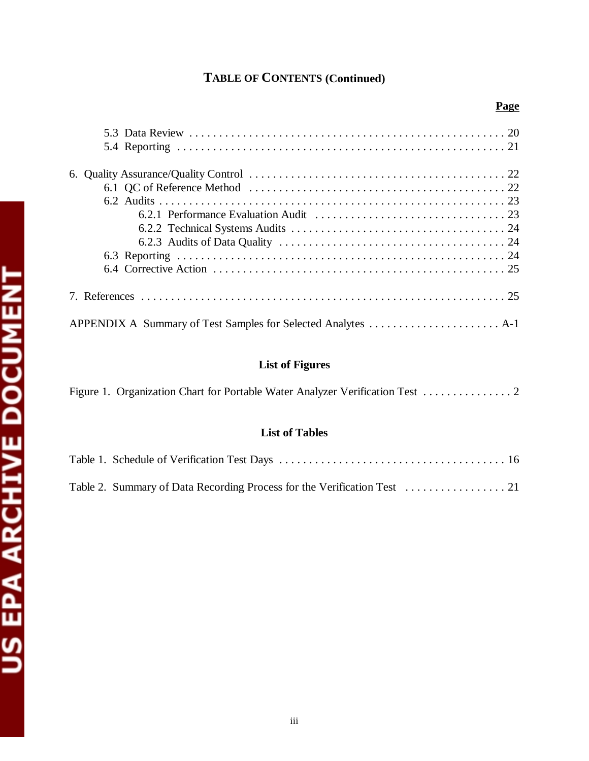## TABLE OF CONTENTS (Continued)

**Page**

5.3 Data Review . . . . . . . . . . . . . . . . . . . . . . . . . . . . . . . . . . . . . . . . . . . . . . . . . . . . 20
5.4 Reporting . . . . . . . . . . . . . . . . . . . . . . . . . . . . . . . . . . . . . . . . . . . . . . . . . . . . . . 21

6. Quality Assurance/Quality Control . . . . . . . . . . . . . . . . . . . . . . . . . . . . . . . . . . . . . . . . . . 22
6.1 QC of Reference Method . . . . . . . . . . . . . . . . . . . . . . . . . . . . . . . . . . . . . . . . . . . 22
6.2 Audits . . . . . . . . . . . . . . . . . . . . . . . . . . . . . . . . . . . . . . . . . . . . . . . . . . . . . . . . . 23
6.2.1 Performance Evaluation Audit . . . . . . . . . . . . . . . . . . . . . . . . . . . . . . . . 23
6.2.2 Technical Systems Audits . . . . . . . . . . . . . . . . . . . . . . . . . . . . . . . . . . . . . 24
6.2.3 Audits of Data Quality . . . . . . . . . . . . . . . . . . . . . . . . . . . . . . . . . . . . . . 24
6.3 Reporting . . . . . . . . . . . . . . . . . . . . . . . . . . . . . . . . . . . . . . . . . . . . . . . . . . . . . . 24
6.4 Corrective Action . . . . . . . . . . . . . . . . . . . . . . . . . . . . . . . . . . . . . . . . . . . . . . . . . 25

7. References . . . . . . . . . . . . . . . . . . . . . . . . . . . . . . . . . . . . . . . . . . . . . . . . . . . . . . . . . . . 25

APPENDIX A Summary of Test Samples for Selected Analytes . . . . . . . . . . . . . . . . . . . . . . A-1

### List of Figures

Figure 1. Organization Chart for Portable Water Analyzer Verification Test . . . . . . . . . . . . . . . 2

### List of Tables

Table 1. Schedule of Verification Test Days . . . . . . . . . . . . . . . . . . . . . . . . . . . . . . . . . . . . . . 16

Table 2. Summary of Data Recording Process for the Verification Test . . . . . . . . . . . . . . . . . 21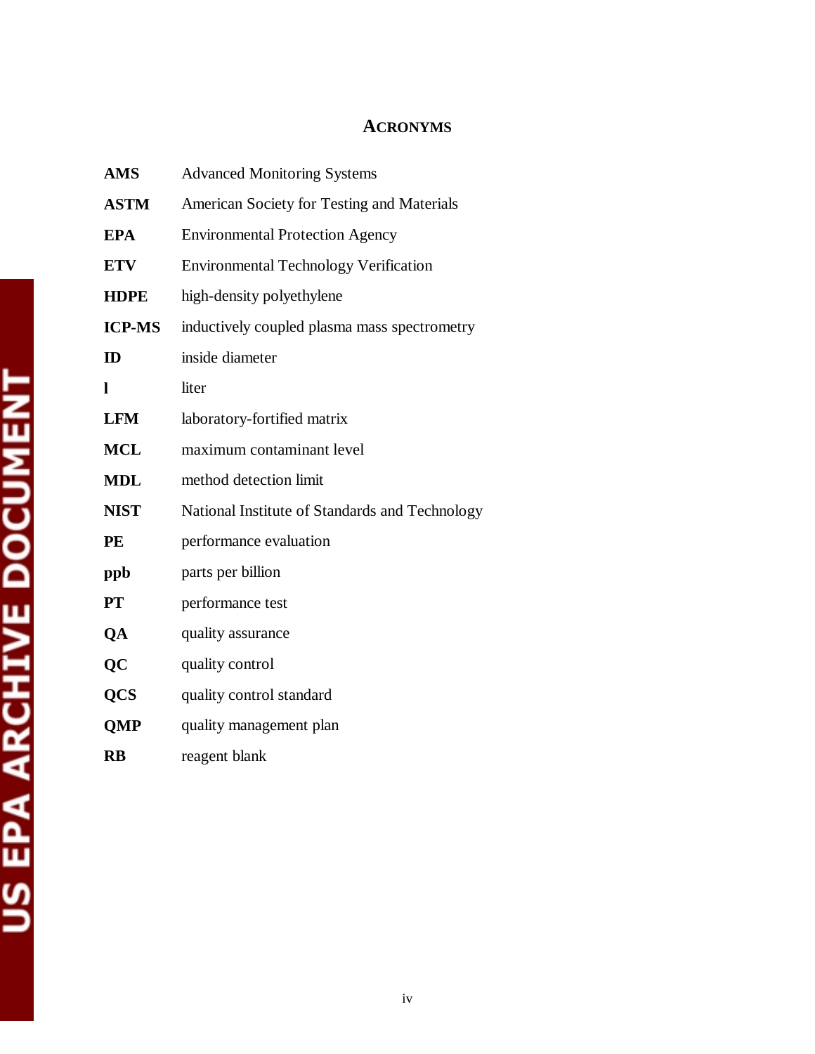# ACRONYMS

| | |
|---|---|
| **AMS** | Advanced Monitoring Systems |
| **ASTM** | American Society for Testing and Materials |
| **EPA** | Environmental Protection Agency |
| **ETV** | Environmental Technology Verification |
| **HDPE** | high-density polyethylene |
| **ICP-MS** | inductively coupled plasma mass spectrometry |
| **ID** | inside diameter |
| **l** | liter |
| **LFM** | laboratory-fortified matrix |
| **MCL** | maximum contaminant level |
| **MDL** | method detection limit |
| **NIST** | National Institute of Standards and Technology |
| **PE** | performance evaluation |
| **ppb** | parts per billion |
| **PT** | performance test |
| **QA** | quality assurance |
| **QC** | quality control |
| **QCS** | quality control standard |
| **QMP** | quality management plan |
| **RB** | reagent blank |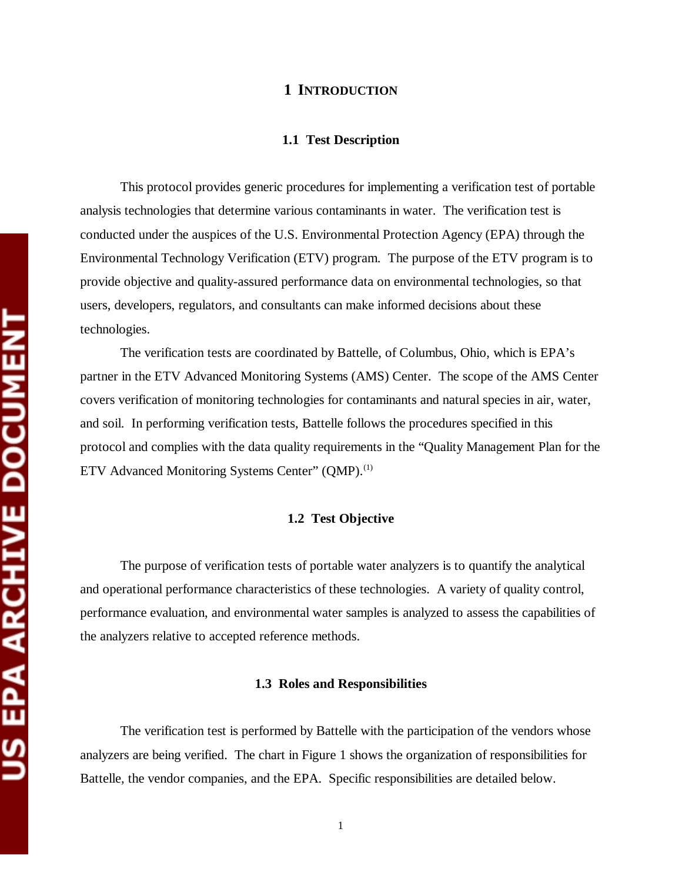# 1 INTRODUCTION

## 1.1 Test Description

This protocol provides generic procedures for implementing a verification test of portable analysis technologies that determine various contaminants in water. The verification test is conducted under the auspices of the U.S. Environmental Protection Agency (EPA) through the Environmental Technology Verification (ETV) program. The purpose of the ETV program is to provide objective and quality-assured performance data on environmental technologies, so that users, developers, regulators, and consultants can make informed decisions about these technologies.

The verification tests are coordinated by Battelle, of Columbus, Ohio, which is EPA's partner in the ETV Advanced Monitoring Systems (AMS) Center. The scope of the AMS Center covers verification of monitoring technologies for contaminants and natural species in air, water, and soil. In performing verification tests, Battelle follows the procedures specified in this protocol and complies with the data quality requirements in the "Quality Management Plan for the ETV Advanced Monitoring Systems Center" (QMP).(1)

## 1.2 Test Objective

The purpose of verification tests of portable water analyzers is to quantify the analytical and operational performance characteristics of these technologies. A variety of quality control, performance evaluation, and environmental water samples is analyzed to assess the capabilities of the analyzers relative to accepted reference methods.

## 1.3 Roles and Responsibilities

The verification test is performed by Battelle with the participation of the vendors whose analyzers are being verified. The chart in Figure 1 shows the organization of responsibilities for Battelle, the vendor companies, and the EPA. Specific responsibilities are detailed below.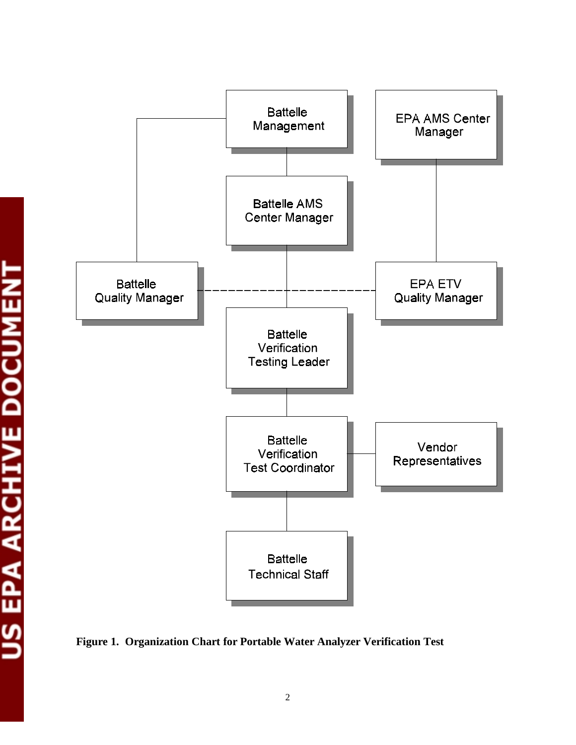Battelle Management

Battelle AMS Center Manager

EPA AMS Center Manager

Battelle Quality Manager

EPA ETV Quality Manager

Battelle Verification Testing Leader

Battelle Verification Test Coordinator

Vendor Representatives

Battelle Technical Staff

**Figure 1. Organization Chart for Portable Water Analyzer Verification Test**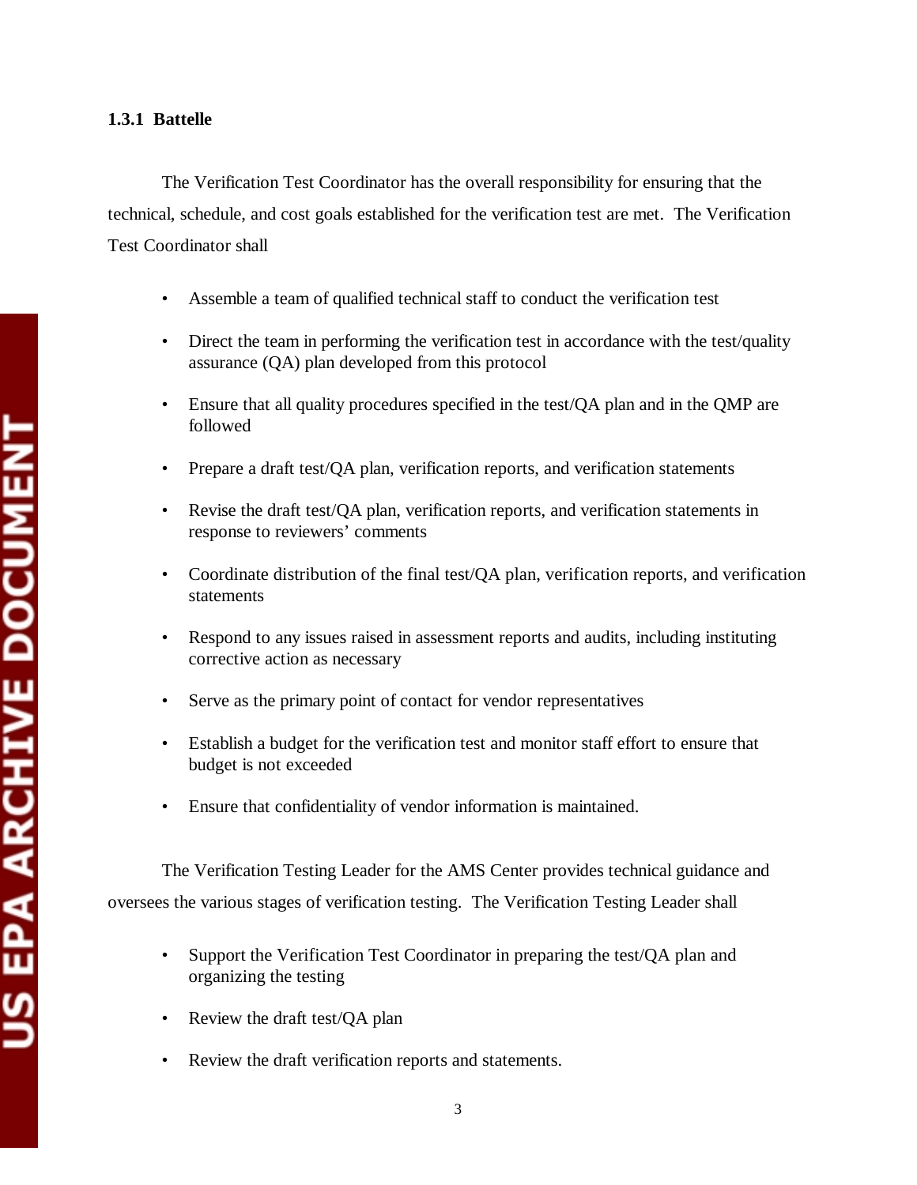### 1.3.1 Battelle

The Verification Test Coordinator has the overall responsibility for ensuring that the technical, schedule, and cost goals established for the verification test are met. The Verification Test Coordinator shall

- Assemble a team of qualified technical staff to conduct the verification test
- Direct the team in performing the verification test in accordance with the test/quality assurance (QA) plan developed from this protocol
- Ensure that all quality procedures specified in the test/QA plan and in the QMP are followed
- Prepare a draft test/QA plan, verification reports, and verification statements
- Revise the draft test/QA plan, verification reports, and verification statements in response to reviewers' comments
- Coordinate distribution of the final test/QA plan, verification reports, and verification statements
- Respond to any issues raised in assessment reports and audits, including instituting corrective action as necessary
- Serve as the primary point of contact for vendor representatives
- Establish a budget for the verification test and monitor staff effort to ensure that budget is not exceeded
- Ensure that confidentiality of vendor information is maintained.

The Verification Testing Leader for the AMS Center provides technical guidance and oversees the various stages of verification testing. The Verification Testing Leader shall

- Support the Verification Test Coordinator in preparing the test/QA plan and organizing the testing
- Review the draft test/QA plan
- Review the draft verification reports and statements.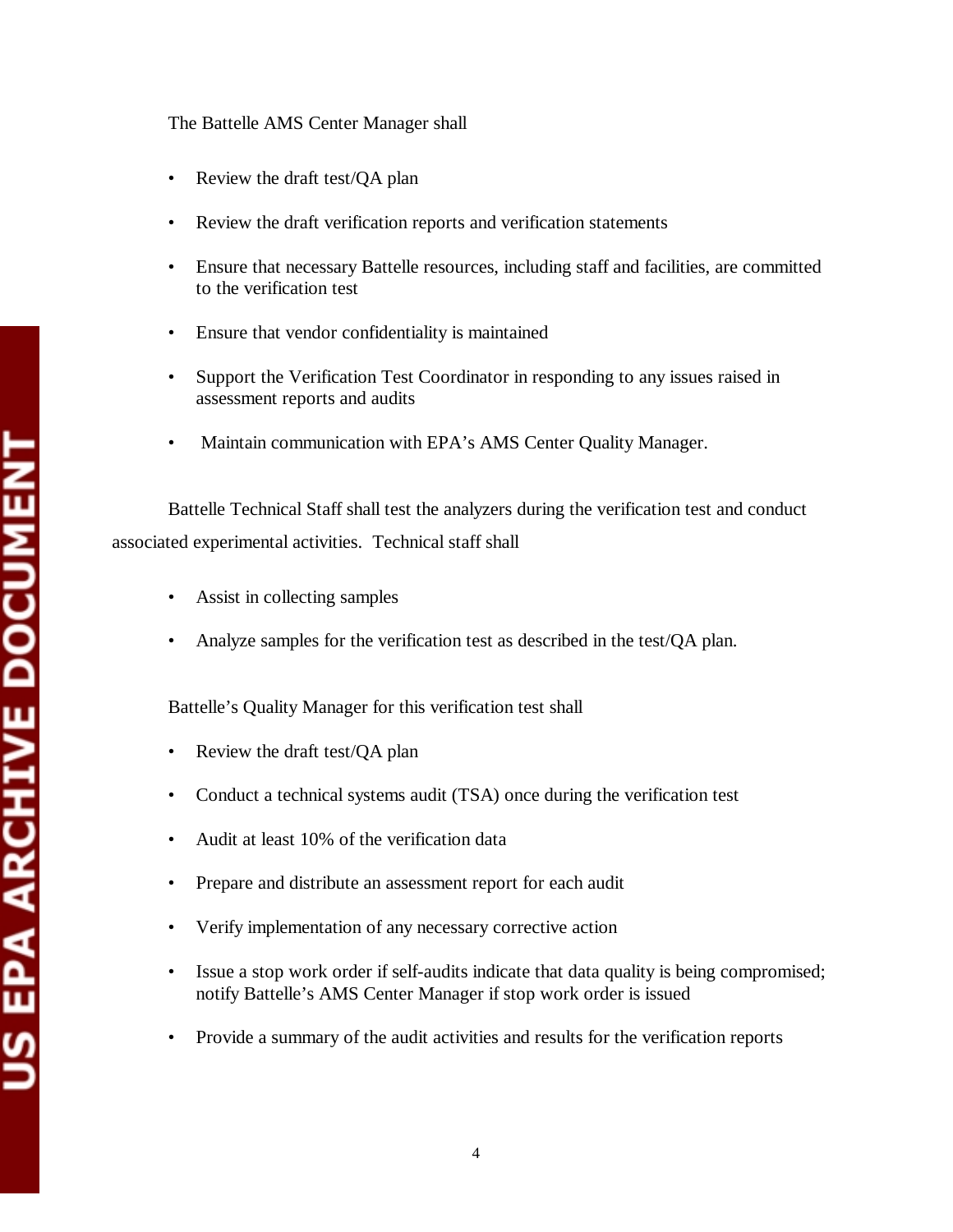The Battelle AMS Center Manager shall

- Review the draft test/QA plan
- Review the draft verification reports and verification statements
- Ensure that necessary Battelle resources, including staff and facilities, are committed to the verification test
- Ensure that vendor confidentiality is maintained
- Support the Verification Test Coordinator in responding to any issues raised in assessment reports and audits
- Maintain communication with EPA's AMS Center Quality Manager.

Battelle Technical Staff shall test the analyzers during the verification test and conduct associated experimental activities. Technical staff shall

- Assist in collecting samples
- Analyze samples for the verification test as described in the test/QA plan.

Battelle's Quality Manager for this verification test shall

- Review the draft test/QA plan
- Conduct a technical systems audit (TSA) once during the verification test
- Audit at least 10% of the verification data
- Prepare and distribute an assessment report for each audit
- Verify implementation of any necessary corrective action
- Issue a stop work order if self-audits indicate that data quality is being compromised; notify Battelle's AMS Center Manager if stop work order is issued
- Provide a summary of the audit activities and results for the verification reports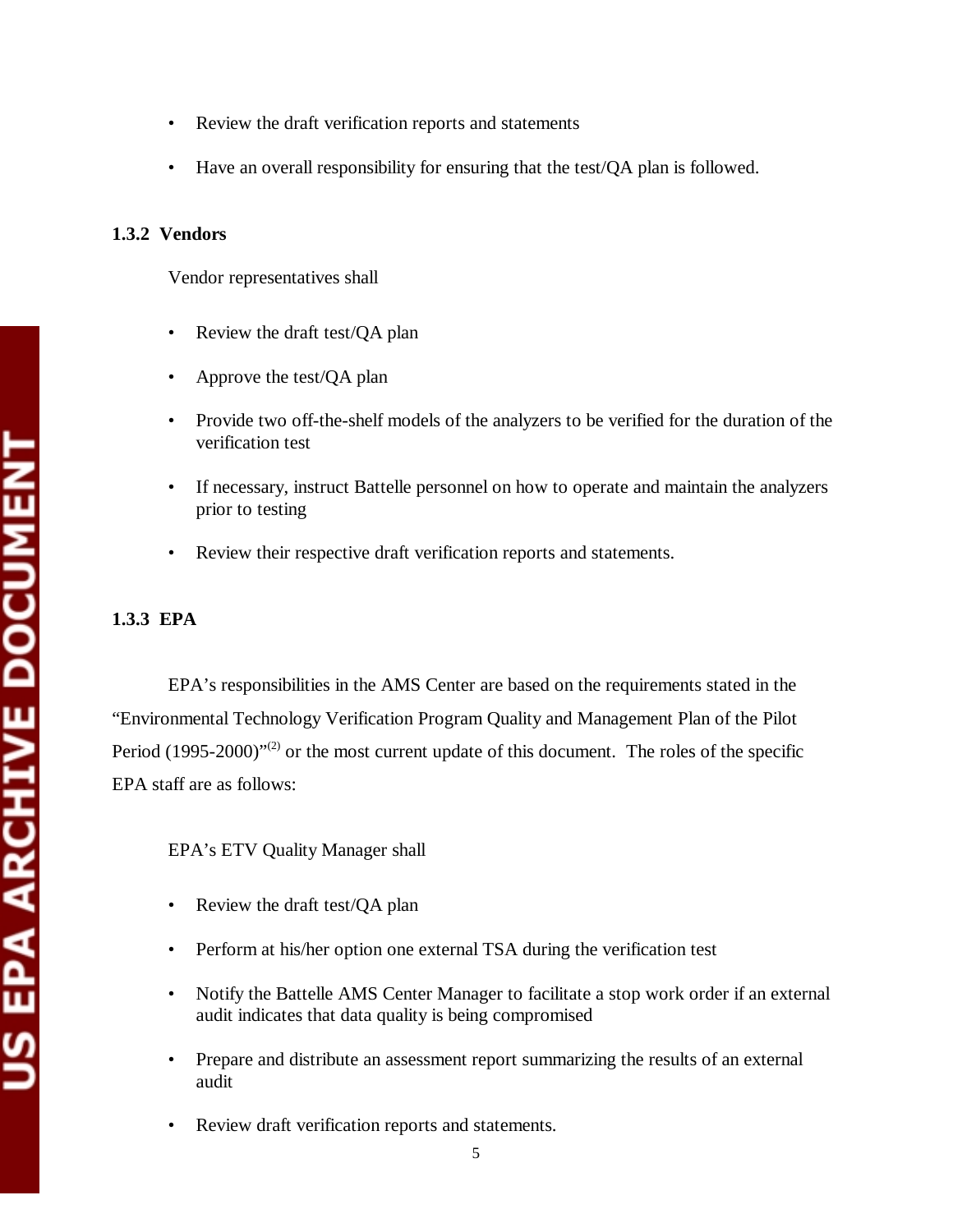- Review the draft verification reports and statements
- Have an overall responsibility for ensuring that the test/QA plan is followed.

### 1.3.2 Vendors

Vendor representatives shall

- Review the draft test/QA plan
- Approve the test/QA plan
- Provide two off-the-shelf models of the analyzers to be verified for the duration of the verification test
- If necessary, instruct Battelle personnel on how to operate and maintain the analyzers prior to testing
- Review their respective draft verification reports and statements.

### 1.3.3 EPA

EPA's responsibilities in the AMS Center are based on the requirements stated in the "Environmental Technology Verification Program Quality and Management Plan of the Pilot Period (1995-2000)"[(2)] or the most current update of this document. The roles of the specific EPA staff are as follows:

EPA's ETV Quality Manager shall

- Review the draft test/QA plan
- Perform at his/her option one external TSA during the verification test
- Notify the Battelle AMS Center Manager to facilitate a stop work order if an external audit indicates that data quality is being compromised
- Prepare and distribute an assessment report summarizing the results of an external audit
- Review draft verification reports and statements.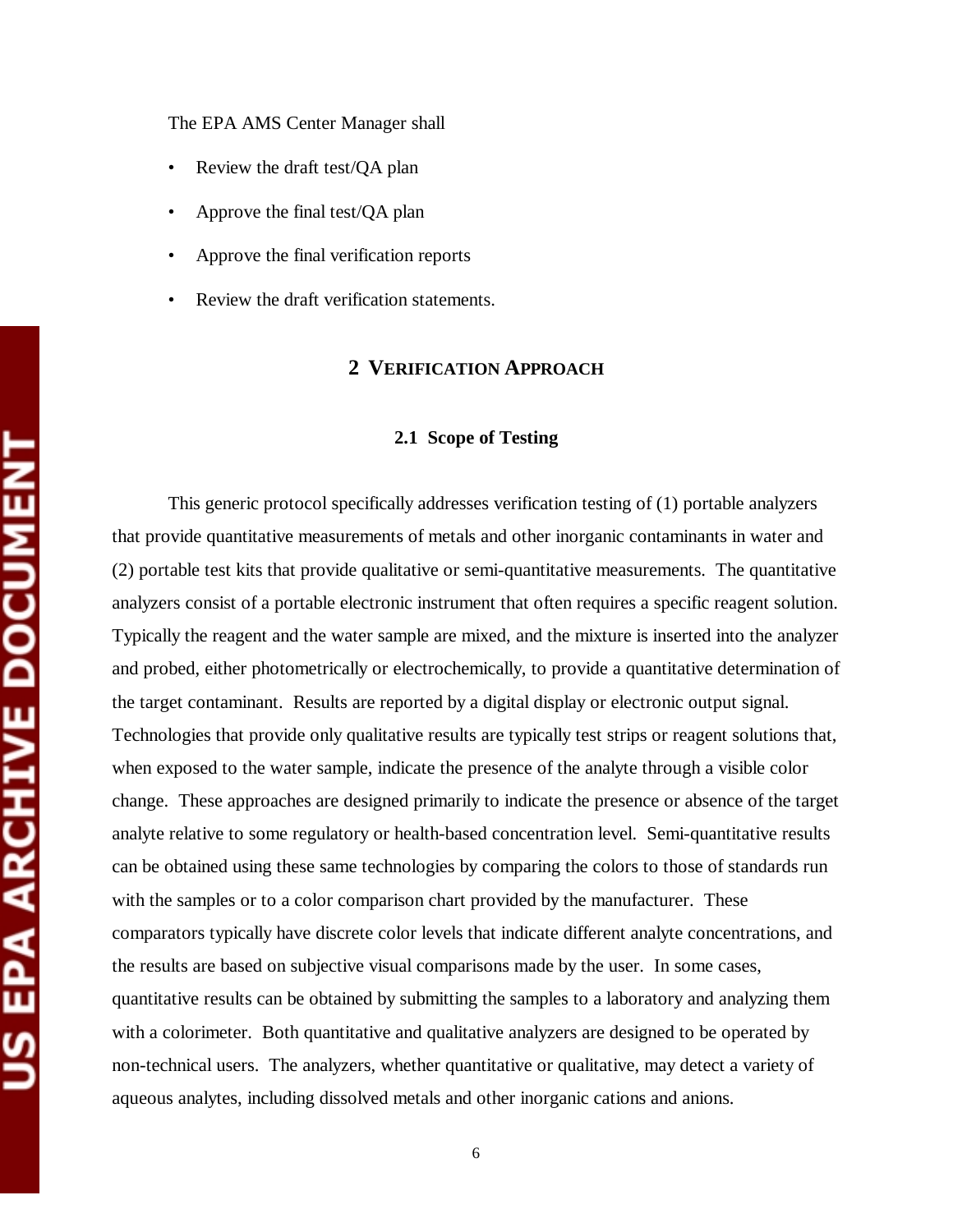The EPA AMS Center Manager shall

- Review the draft test/QA plan
- Approve the final test/QA plan
- Approve the final verification reports
- Review the draft verification statements.

# 2 VERIFICATION APPROACH

## 2.1 Scope of Testing

This generic protocol specifically addresses verification testing of (1) portable analyzers that provide quantitative measurements of metals and other inorganic contaminants in water and (2) portable test kits that provide qualitative or semi-quantitative measurements. The quantitative analyzers consist of a portable electronic instrument that often requires a specific reagent solution. Typically the reagent and the water sample are mixed, and the mixture is inserted into the analyzer and probed, either photometrically or electrochemically, to provide a quantitative determination of the target contaminant. Results are reported by a digital display or electronic output signal. Technologies that provide only qualitative results are typically test strips or reagent solutions that, when exposed to the water sample, indicate the presence of the analyte through a visible color change. These approaches are designed primarily to indicate the presence or absence of the target analyte relative to some regulatory or health-based concentration level. Semi-quantitative results can be obtained using these same technologies by comparing the colors to those of standards run with the samples or to a color comparison chart provided by the manufacturer. These comparators typically have discrete color levels that indicate different analyte concentrations, and the results are based on subjective visual comparisons made by the user. In some cases, quantitative results can be obtained by submitting the samples to a laboratory and analyzing them with a colorimeter. Both quantitative and qualitative analyzers are designed to be operated by non-technical users. The analyzers, whether quantitative or qualitative, may detect a variety of aqueous analytes, including dissolved metals and other inorganic cations and anions.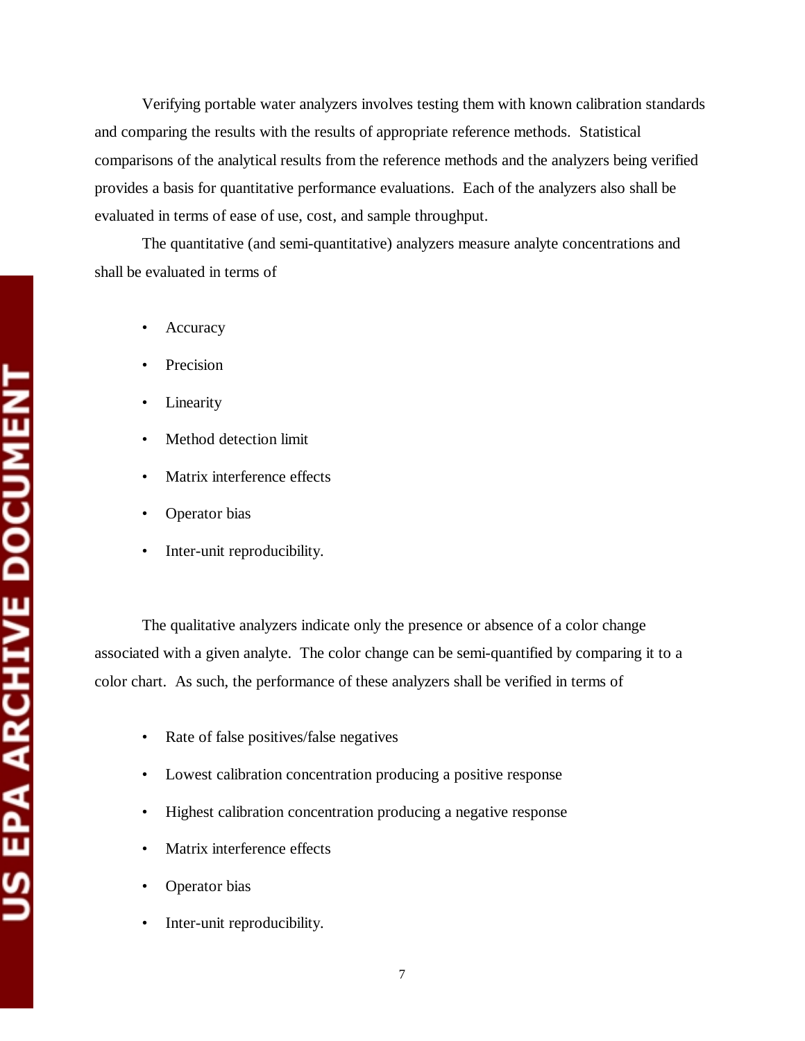Verifying portable water analyzers involves testing them with known calibration standards and comparing the results with the results of appropriate reference methods. Statistical comparisons of the analytical results from the reference methods and the analyzers being verified provides a basis for quantitative performance evaluations. Each of the analyzers also shall be evaluated in terms of ease of use, cost, and sample throughput.

The quantitative (and semi-quantitative) analyzers measure analyte concentrations and shall be evaluated in terms of

- Accuracy
- Precision
- Linearity
- Method detection limit
- Matrix interference effects
- Operator bias
- Inter-unit reproducibility.

The qualitative analyzers indicate only the presence or absence of a color change associated with a given analyte. The color change can be semi-quantified by comparing it to a color chart. As such, the performance of these analyzers shall be verified in terms of

- Rate of false positives/false negatives
- Lowest calibration concentration producing a positive response
- Highest calibration concentration producing a negative response
- Matrix interference effects
- Operator bias
- Inter-unit reproducibility.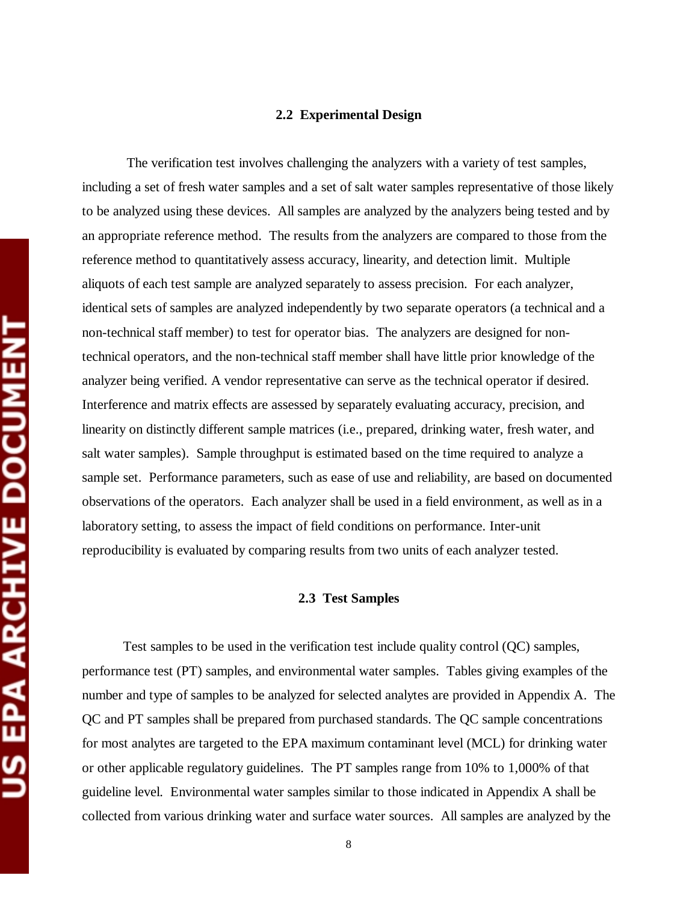### 2.2 Experimental Design

The verification test involves challenging the analyzers with a variety of test samples, including a set of fresh water samples and a set of salt water samples representative of those likely to be analyzed using these devices. All samples are analyzed by the analyzers being tested and by an appropriate reference method. The results from the analyzers are compared to those from the reference method to quantitatively assess accuracy, linearity, and detection limit. Multiple aliquots of each test sample are analyzed separately to assess precision. For each analyzer, identical sets of samples are analyzed independently by two separate operators (a technical and a non-technical staff member) to test for operator bias. The analyzers are designed for non-technical operators, and the non-technical staff member shall have little prior knowledge of the analyzer being verified. A vendor representative can serve as the technical operator if desired. Interference and matrix effects are assessed by separately evaluating accuracy, precision, and linearity on distinctly different sample matrices (i.e., prepared, drinking water, fresh water, and salt water samples). Sample throughput is estimated based on the time required to analyze a sample set. Performance parameters, such as ease of use and reliability, are based on documented observations of the operators. Each analyzer shall be used in a field environment, as well as in a laboratory setting, to assess the impact of field conditions on performance. Inter-unit reproducibility is evaluated by comparing results from two units of each analyzer tested.

### 2.3 Test Samples

Test samples to be used in the verification test include quality control (QC) samples, performance test (PT) samples, and environmental water samples. Tables giving examples of the number and type of samples to be analyzed for selected analytes are provided in Appendix A. The QC and PT samples shall be prepared from purchased standards. The QC sample concentrations for most analytes are targeted to the EPA maximum contaminant level (MCL) for drinking water or other applicable regulatory guidelines. The PT samples range from 10% to 1,000% of that guideline level. Environmental water samples similar to those indicated in Appendix A shall be collected from various drinking water and surface water sources. All samples are analyzed by the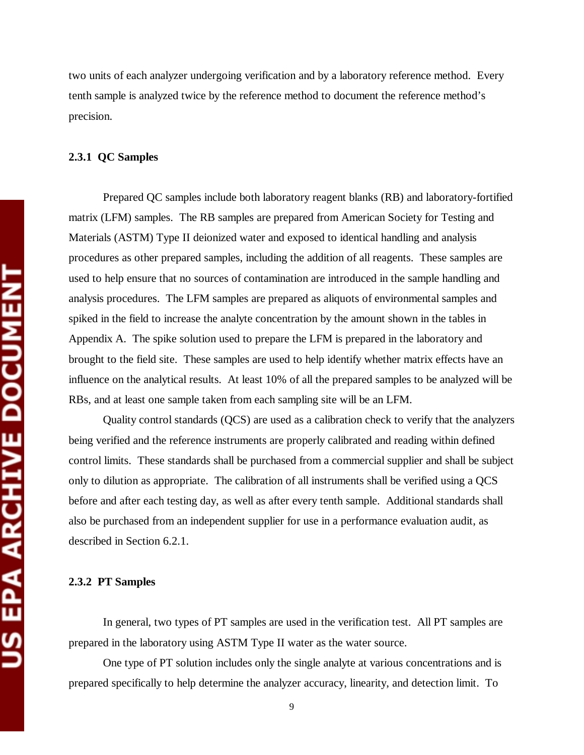two units of each analyzer undergoing verification and by a laboratory reference method. Every tenth sample is analyzed twice by the reference method to document the reference method's precision.

### 2.3.1 QC Samples

Prepared QC samples include both laboratory reagent blanks (RB) and laboratory-fortified matrix (LFM) samples. The RB samples are prepared from American Society for Testing and Materials (ASTM) Type II deionized water and exposed to identical handling and analysis procedures as other prepared samples, including the addition of all reagents. These samples are used to help ensure that no sources of contamination are introduced in the sample handling and analysis procedures. The LFM samples are prepared as aliquots of environmental samples and spiked in the field to increase the analyte concentration by the amount shown in the tables in Appendix A. The spike solution used to prepare the LFM is prepared in the laboratory and brought to the field site. These samples are used to help identify whether matrix effects have an influence on the analytical results. At least 10% of all the prepared samples to be analyzed will be RBs, and at least one sample taken from each sampling site will be an LFM.

Quality control standards (QCS) are used as a calibration check to verify that the analyzers being verified and the reference instruments are properly calibrated and reading within defined control limits. These standards shall be purchased from a commercial supplier and shall be subject only to dilution as appropriate. The calibration of all instruments shall be verified using a QCS before and after each testing day, as well as after every tenth sample. Additional standards shall also be purchased from an independent supplier for use in a performance evaluation audit, as described in Section 6.2.1.

### 2.3.2 PT Samples

In general, two types of PT samples are used in the verification test. All PT samples are prepared in the laboratory using ASTM Type II water as the water source.

One type of PT solution includes only the single analyte at various concentrations and is prepared specifically to help determine the analyzer accuracy, linearity, and detection limit. To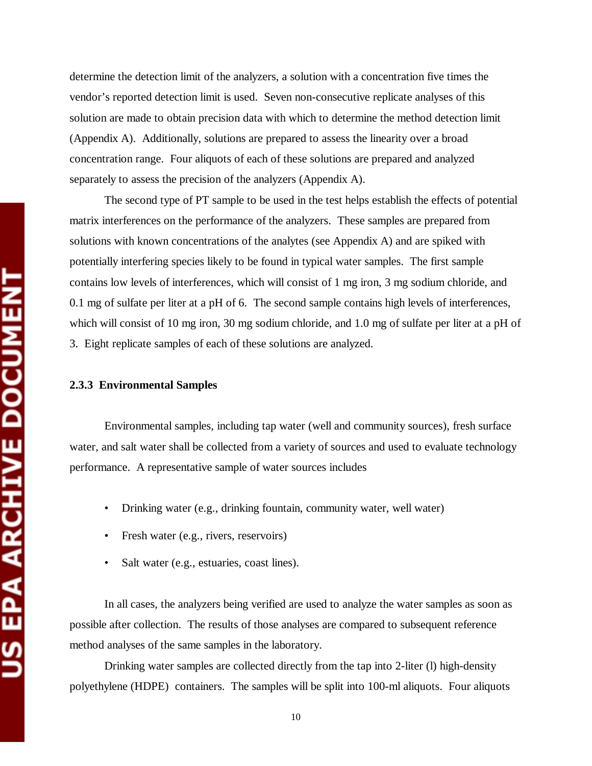determine the detection limit of the analyzers, a solution with a concentration five times the vendor's reported detection limit is used. Seven non-consecutive replicate analyses of this solution are made to obtain precision data with which to determine the method detection limit (Appendix A). Additionally, solutions are prepared to assess the linearity over a broad concentration range. Four aliquots of each of these solutions are prepared and analyzed separately to assess the precision of the analyzers (Appendix A).

The second type of PT sample to be used in the test helps establish the effects of potential matrix interferences on the performance of the analyzers. These samples are prepared from solutions with known concentrations of the analytes (see Appendix A) and are spiked with potentially interfering species likely to be found in typical water samples. The first sample contains low levels of interferences, which will consist of 1 mg iron, 3 mg sodium chloride, and 0.1 mg of sulfate per liter at a pH of 6. The second sample contains high levels of interferences, which will consist of 10 mg iron, 30 mg sodium chloride, and 1.0 mg of sulfate per liter at a pH of 3. Eight replicate samples of each of these solutions are analyzed.

### 2.3.3 Environmental Samples

Environmental samples, including tap water (well and community sources), fresh surface water, and salt water shall be collected from a variety of sources and used to evaluate technology performance. A representative sample of water sources includes

- Drinking water (e.g., drinking fountain, community water, well water)
- Fresh water (e.g., rivers, reservoirs)
- Salt water (e.g., estuaries, coast lines).

In all cases, the analyzers being verified are used to analyze the water samples as soon as possible after collection. The results of those analyses are compared to subsequent reference method analyses of the same samples in the laboratory.

Drinking water samples are collected directly from the tap into 2-liter (l) high-density polyethylene (HDPE) containers. The samples will be split into 100-ml aliquots. Four aliquots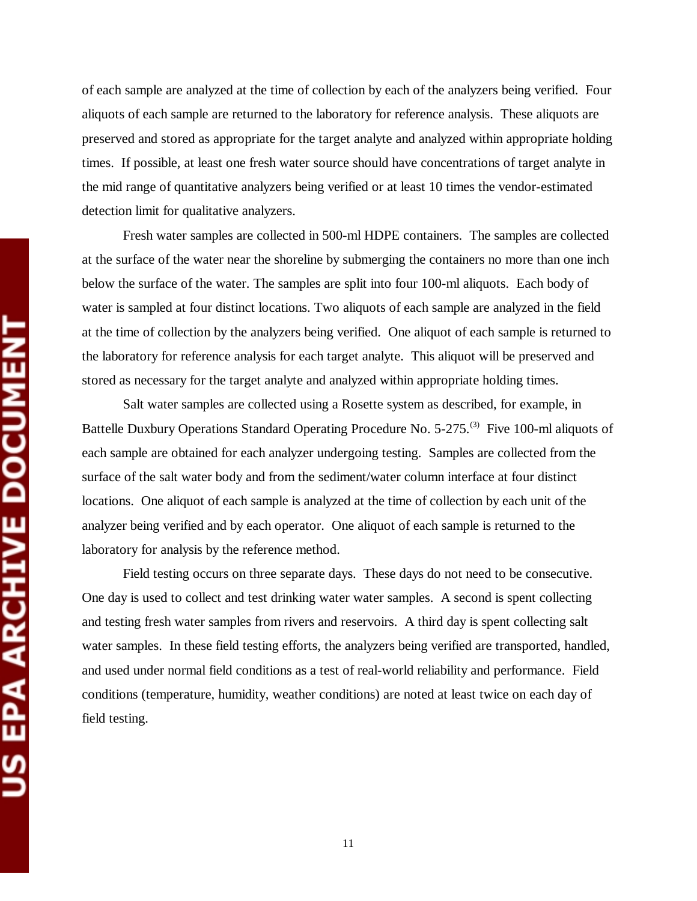of each sample are analyzed at the time of collection by each of the analyzers being verified. Four aliquots of each sample are returned to the laboratory for reference analysis. These aliquots are preserved and stored as appropriate for the target analyte and analyzed within appropriate holding times. If possible, at least one fresh water source should have concentrations of target analyte in the mid range of quantitative analyzers being verified or at least 10 times the vendor-estimated detection limit for qualitative analyzers.

Fresh water samples are collected in 500-ml HDPE containers. The samples are collected at the surface of the water near the shoreline by submerging the containers no more than one inch below the surface of the water. The samples are split into four 100-ml aliquots. Each body of water is sampled at four distinct locations. Two aliquots of each sample are analyzed in the field at the time of collection by the analyzers being verified. One aliquot of each sample is returned to the laboratory for reference analysis for each target analyte. This aliquot will be preserved and stored as necessary for the target analyte and analyzed within appropriate holding times.

Salt water samples are collected using a Rosette system as described, for example, in Battelle Duxbury Operations Standard Operating Procedure No. 5-275.[3] Five 100-ml aliquots of each sample are obtained for each analyzer undergoing testing. Samples are collected from the surface of the salt water body and from the sediment/water column interface at four distinct locations. One aliquot of each sample is analyzed at the time of collection by each unit of the analyzer being verified and by each operator. One aliquot of each sample is returned to the laboratory for analysis by the reference method.

Field testing occurs on three separate days. These days do not need to be consecutive. One day is used to collect and test drinking water water samples. A second is spent collecting and testing fresh water samples from rivers and reservoirs. A third day is spent collecting salt water samples. In these field testing efforts, the analyzers being verified are transported, handled, and used under normal field conditions as a test of real-world reliability and performance. Field conditions (temperature, humidity, weather conditions) are noted at least twice on each day of field testing.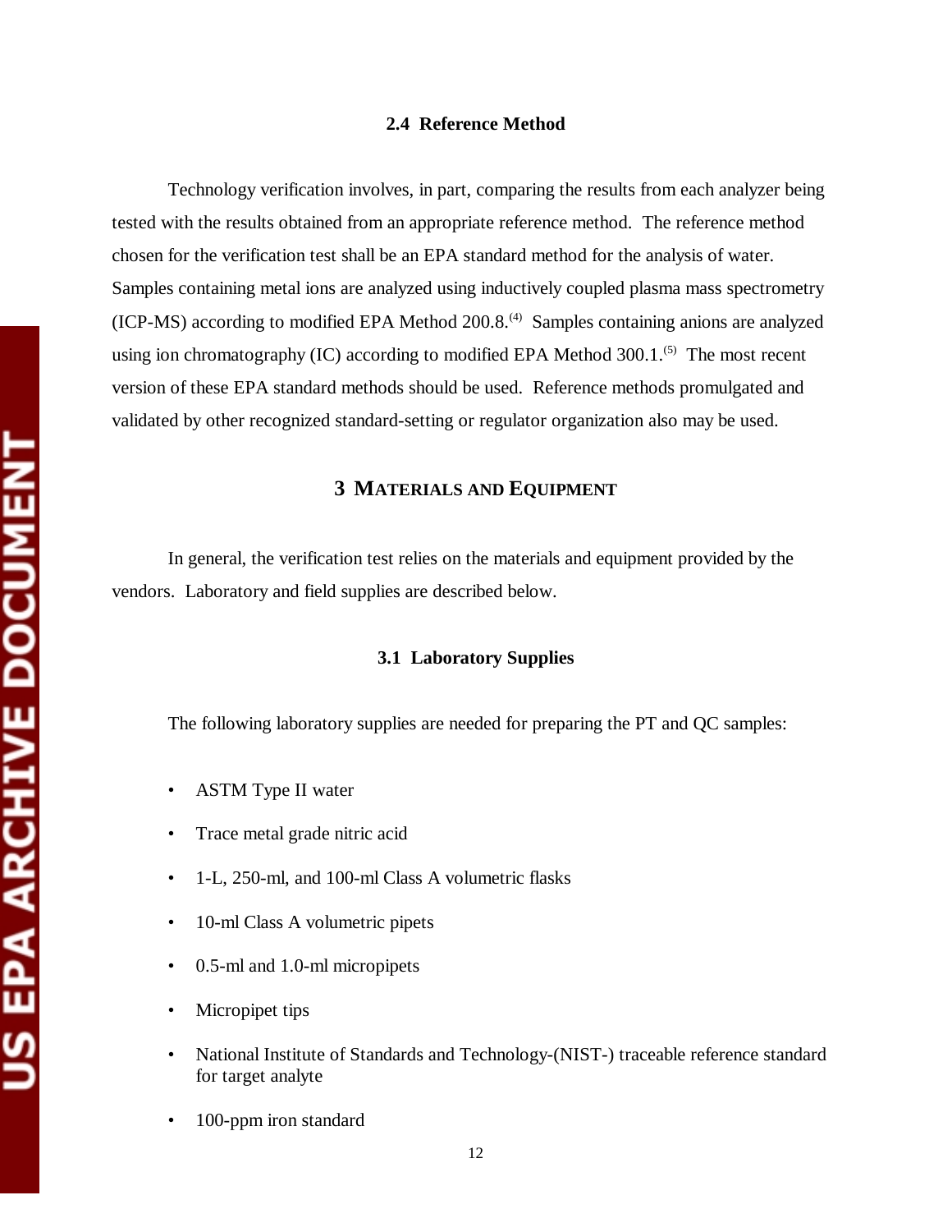### 2.4 Reference Method

Technology verification involves, in part, comparing the results from each analyzer being tested with the results obtained from an appropriate reference method. The reference method chosen for the verification test shall be an EPA standard method for the analysis of water. Samples containing metal ions are analyzed using inductively coupled plasma mass spectrometry (ICP-MS) according to modified EPA Method 200.8.(4) Samples containing anions are analyzed using ion chromatography (IC) according to modified EPA Method 300.1.(5) The most recent version of these EPA standard methods should be used. Reference methods promulgated and validated by other recognized standard-setting or regulator organization also may be used.

## 3 MATERIALS AND EQUIPMENT

In general, the verification test relies on the materials and equipment provided by the vendors. Laboratory and field supplies are described below.

### 3.1 Laboratory Supplies

The following laboratory supplies are needed for preparing the PT and QC samples:

- ASTM Type II water
- Trace metal grade nitric acid
- 1-L, 250-ml, and 100-ml Class A volumetric flasks
- 10-ml Class A volumetric pipets
- 0.5-ml and 1.0-ml micropipets
- Micropipet tips
- National Institute of Standards and Technology-(NIST-) traceable reference standard for target analyte
- 100-ppm iron standard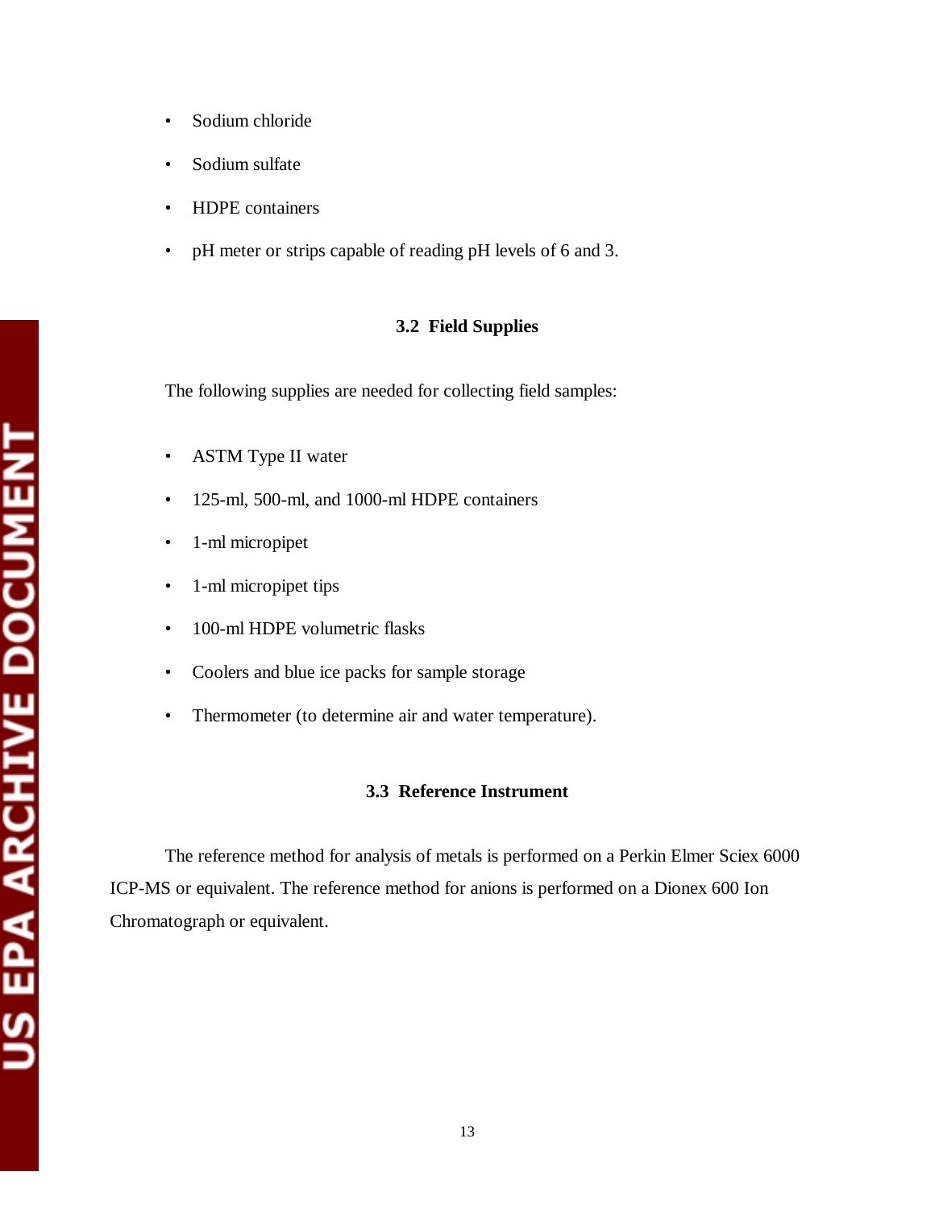- Sodium chloride
- Sodium sulfate
- HDPE containers
- pH meter or strips capable of reading pH levels of 6 and 3.

### 3.2 Field Supplies

The following supplies are needed for collecting field samples:

- ASTM Type II water
- 125-ml, 500-ml, and 1000-ml HDPE containers
- 1-ml micropipet
- 1-ml micropipet tips
- 100-ml HDPE volumetric flasks
- Coolers and blue ice packs for sample storage
- Thermometer (to determine air and water temperature).

### 3.3 Reference Instrument

The reference method for analysis of metals is performed on a Perkin Elmer Sciex 6000 ICP-MS or equivalent. The reference method for anions is performed on a Dionex 600 Ion Chromatograph or equivalent.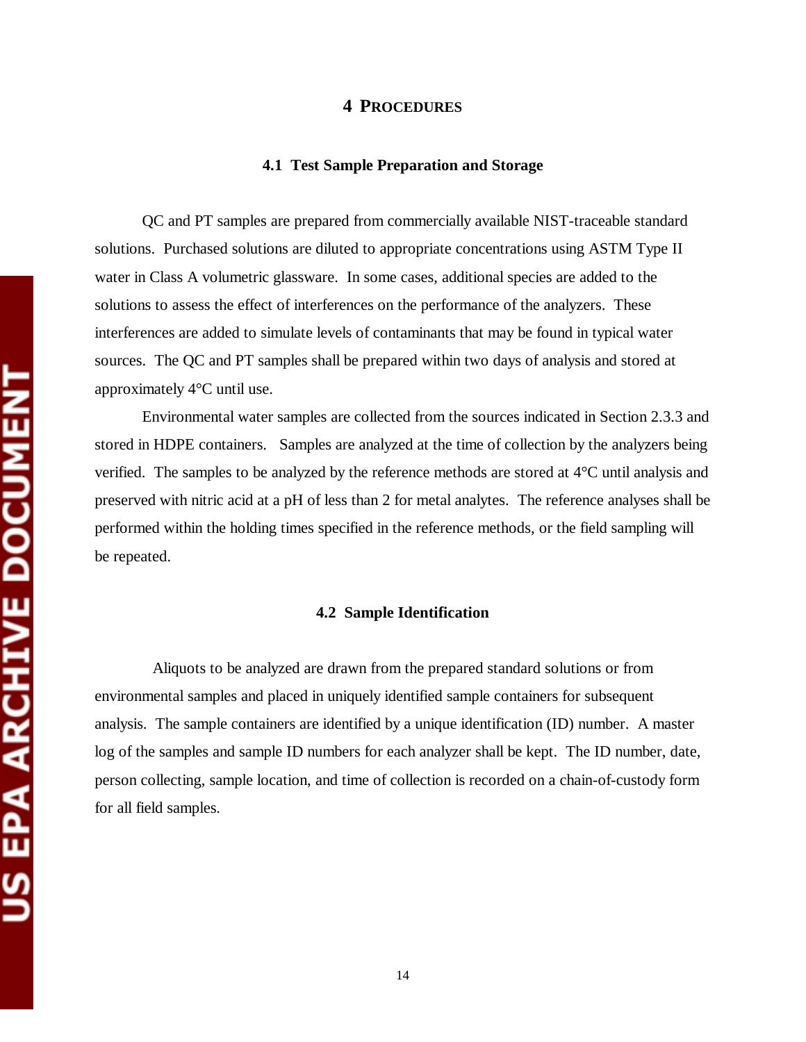# 4 PROCEDURES

## 4.1 Test Sample Preparation and Storage

QC and PT samples are prepared from commercially available NIST-traceable standard solutions. Purchased solutions are diluted to appropriate concentrations using ASTM Type II water in Class A volumetric glassware. In some cases, additional species are added to the solutions to assess the effect of interferences on the performance of the analyzers. These interferences are added to simulate levels of contaminants that may be found in typical water sources. The QC and PT samples shall be prepared within two days of analysis and stored at approximately 4°C until use.

Environmental water samples are collected from the sources indicated in Section 2.3.3 and stored in HDPE containers. Samples are analyzed at the time of collection by the analyzers being verified. The samples to be analyzed by the reference methods are stored at 4°C until analysis and preserved with nitric acid at a pH of less than 2 for metal analytes. The reference analyses shall be performed within the holding times specified in the reference methods, or the field sampling will be repeated.

## 4.2 Sample Identification

Aliquots to be analyzed are drawn from the prepared standard solutions or from environmental samples and placed in uniquely identified sample containers for subsequent analysis. The sample containers are identified by a unique identification (ID) number. A master log of the samples and sample ID numbers for each analyzer shall be kept. The ID number, date, person collecting, sample location, and time of collection is recorded on a chain-of-custody form for all field samples.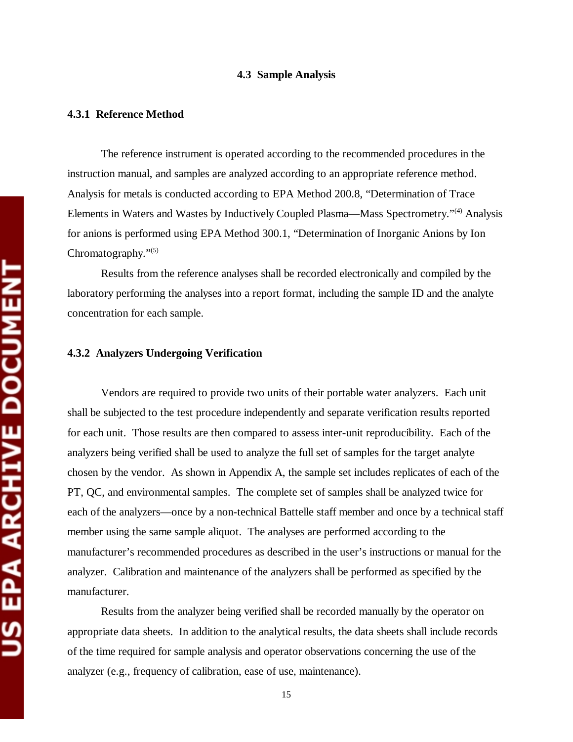### 4.3 Sample Analysis

#### 4.3.1 Reference Method

The reference instrument is operated according to the recommended procedures in the instruction manual, and samples are analyzed according to an appropriate reference method. Analysis for metals is conducted according to EPA Method 200.8, "Determination of Trace Elements in Waters and Wastes by Inductively Coupled Plasma—Mass Spectrometry."[4] Analysis for anions is performed using EPA Method 300.1, "Determination of Inorganic Anions by Ion Chromatography."[5]

Results from the reference analyses shall be recorded electronically and compiled by the laboratory performing the analyses into a report format, including the sample ID and the analyte concentration for each sample.

#### 4.3.2 Analyzers Undergoing Verification

Vendors are required to provide two units of their portable water analyzers. Each unit shall be subjected to the test procedure independently and separate verification results reported for each unit. Those results are then compared to assess inter-unit reproducibility. Each of the analyzers being verified shall be used to analyze the full set of samples for the target analyte chosen by the vendor. As shown in Appendix A, the sample set includes replicates of each of the PT, QC, and environmental samples. The complete set of samples shall be analyzed twice for each of the analyzers—once by a non-technical Battelle staff member and once by a technical staff member using the same sample aliquot. The analyses are performed according to the manufacturer's recommended procedures as described in the user's instructions or manual for the analyzer. Calibration and maintenance of the analyzers shall be performed as specified by the manufacturer.

Results from the analyzer being verified shall be recorded manually by the operator on appropriate data sheets. In addition to the analytical results, the data sheets shall include records of the time required for sample analysis and operator observations concerning the use of the analyzer (e.g., frequency of calibration, ease of use, maintenance).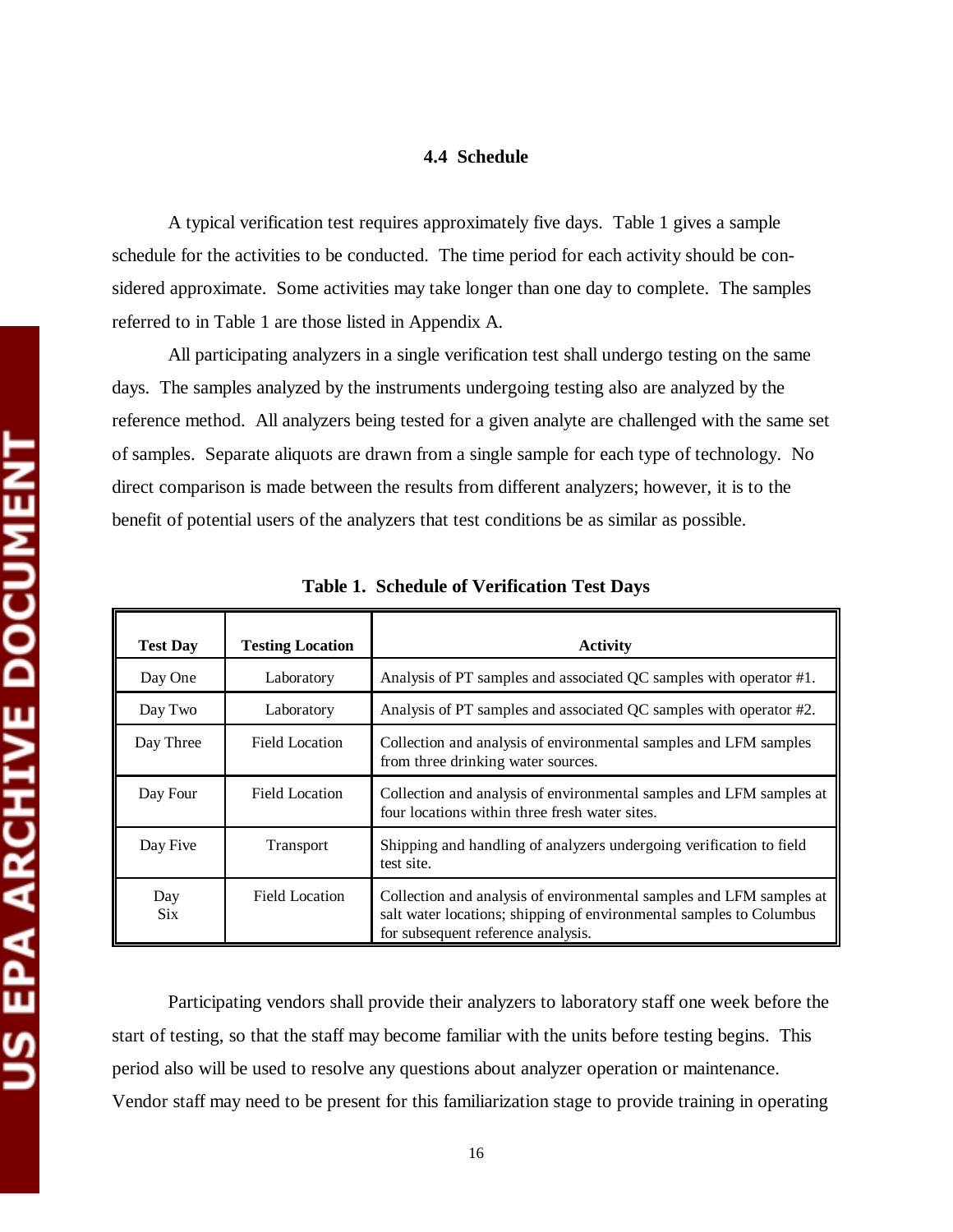### 4.4 Schedule

A typical verification test requires approximately five days. Table 1 gives a sample schedule for the activities to be conducted. The time period for each activity should be considered approximate. Some activities may take longer than one day to complete. The samples referred to in Table 1 are those listed in Appendix A.

All participating analyzers in a single verification test shall undergo testing on the same days. The samples analyzed by the instruments undergoing testing also are analyzed by the reference method. All analyzers being tested for a given analyte are challenged with the same set of samples. Separate aliquots are drawn from a single sample for each type of technology. No direct comparison is made between the results from different analyzers; however, it is to the benefit of potential users of the analyzers that test conditions be as similar as possible.

**Table 1. Schedule of Verification Test Days**

| Test Day | Testing Location | Activity |
|---|---|---|
| Day One | Laboratory | Analysis of PT samples and associated QC samples with operator #1. |
| Day Two | Laboratory | Analysis of PT samples and associated QC samples with operator #2. |
| Day Three | Field Location | Collection and analysis of environmental samples and LFM samples from three drinking water sources. |
| Day Four | Field Location | Collection and analysis of environmental samples and LFM samples at four locations within three fresh water sites. |
| Day Five | Transport | Shipping and handling of analyzers undergoing verification to field test site. |
| Day Six | Field Location | Collection and analysis of environmental samples and LFM samples at salt water locations; shipping of environmental samples to Columbus for subsequent reference analysis. |

Participating vendors shall provide their analyzers to laboratory staff one week before the start of testing, so that the staff may become familiar with the units before testing begins. This period also will be used to resolve any questions about analyzer operation or maintenance. Vendor staff may need to be present for this familiarization stage to provide training in operating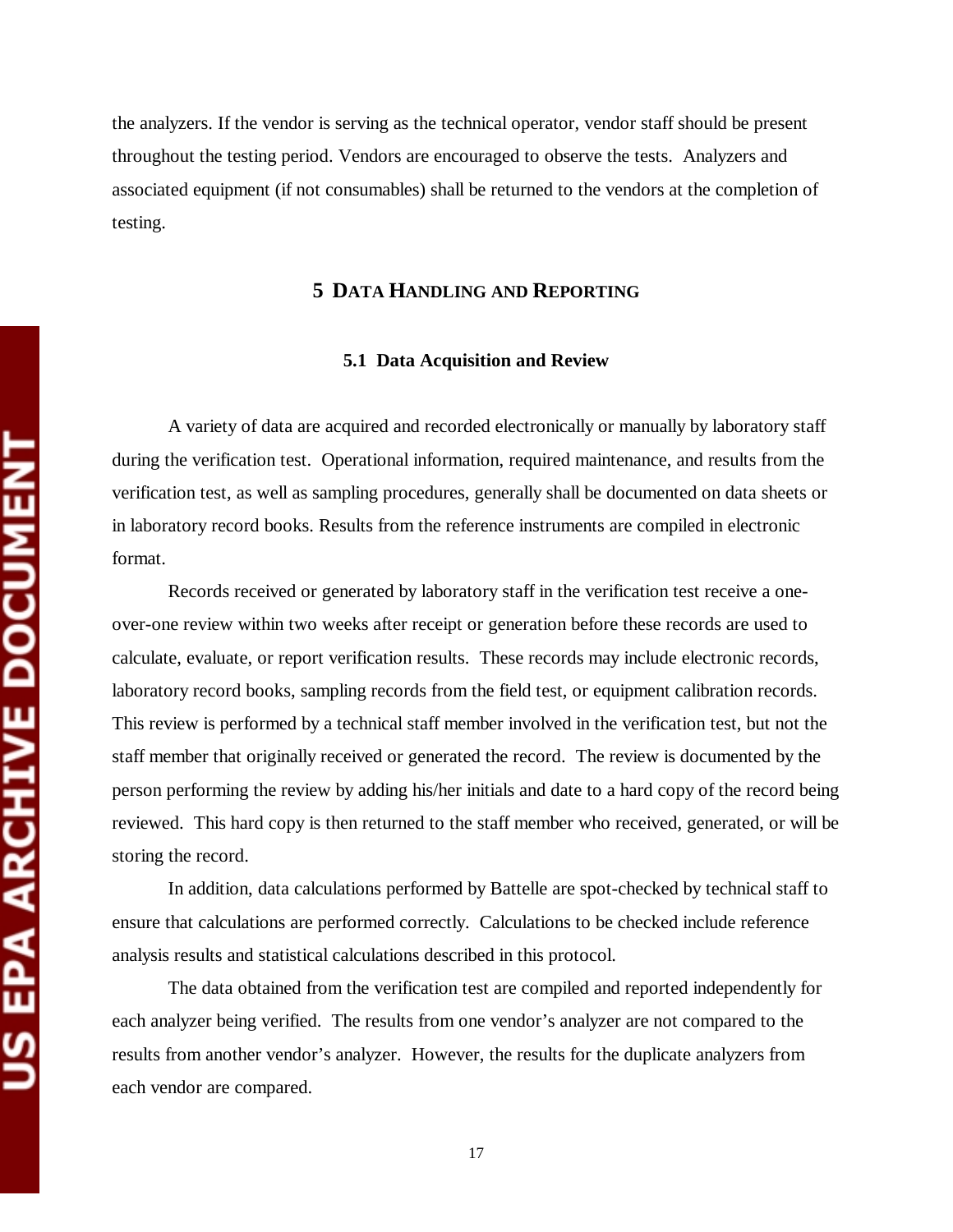the analyzers. If the vendor is serving as the technical operator, vendor staff should be present throughout the testing period. Vendors are encouraged to observe the tests. Analyzers and associated equipment (if not consumables) shall be returned to the vendors at the completion of testing.

# 5 DATA HANDLING AND REPORTING

## 5.1 Data Acquisition and Review

A variety of data are acquired and recorded electronically or manually by laboratory staff during the verification test. Operational information, required maintenance, and results from the verification test, as well as sampling procedures, generally shall be documented on data sheets or in laboratory record books. Results from the reference instruments are compiled in electronic format.

Records received or generated by laboratory staff in the verification test receive a one-over-one review within two weeks after receipt or generation before these records are used to calculate, evaluate, or report verification results. These records may include electronic records, laboratory record books, sampling records from the field test, or equipment calibration records. This review is performed by a technical staff member involved in the verification test, but not the staff member that originally received or generated the record. The review is documented by the person performing the review by adding his/her initials and date to a hard copy of the record being reviewed. This hard copy is then returned to the staff member who received, generated, or will be storing the record.

In addition, data calculations performed by Battelle are spot-checked by technical staff to ensure that calculations are performed correctly. Calculations to be checked include reference analysis results and statistical calculations described in this protocol.

The data obtained from the verification test are compiled and reported independently for each analyzer being verified. The results from one vendor's analyzer are not compared to the results from another vendor's analyzer. However, the results for the duplicate analyzers from each vendor are compared.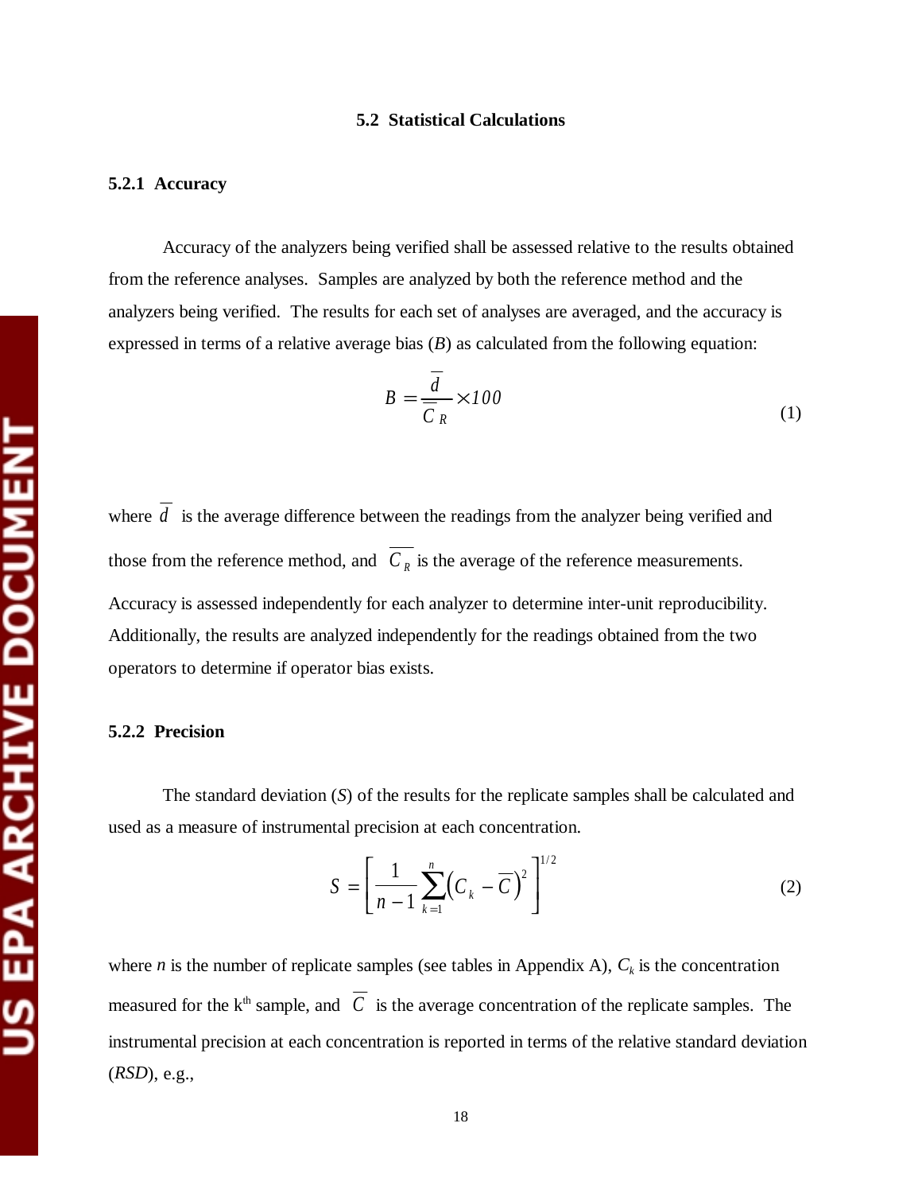## 5.2 Statistical Calculations

### 5.2.1 Accuracy

Accuracy of the analyzers being verified shall be assessed relative to the results obtained from the reference analyses. Samples are analyzed by both the reference method and the analyzers being verified. The results for each set of analyses are averaged, and the accuracy is expressed in terms of a relative average bias ($B$) as calculated from the following equation:

$$B = \frac{\overline{d}}{\overline{C}_R} \times 100 \tag{1}$$

where $\overline{d}$ is the average difference between the readings from the analyzer being verified and those from the reference method, and $\overline{C}_R$ is the average of the reference measurements. Accuracy is assessed independently for each analyzer to determine inter-unit reproducibility. Additionally, the results are analyzed independently for the readings obtained from the two operators to determine if operator bias exists.

### 5.2.2 Precision

The standard deviation ($S$) of the results for the replicate samples shall be calculated and used as a measure of instrumental precision at each concentration.

$$S = \left[ \frac{1}{n-1} \sum_{k=1}^{n} \left( C_k - \overline{C} \right)^2 \right]^{1/2} \tag{2}$$

where $n$ is the number of replicate samples (see tables in Appendix A), $C_k$ is the concentration measured for the k$^{th}$ sample, and $\overline{C}$ is the average concentration of the replicate samples. The instrumental precision at each concentration is reported in terms of the relative standard deviation ($RSD$), e.g.,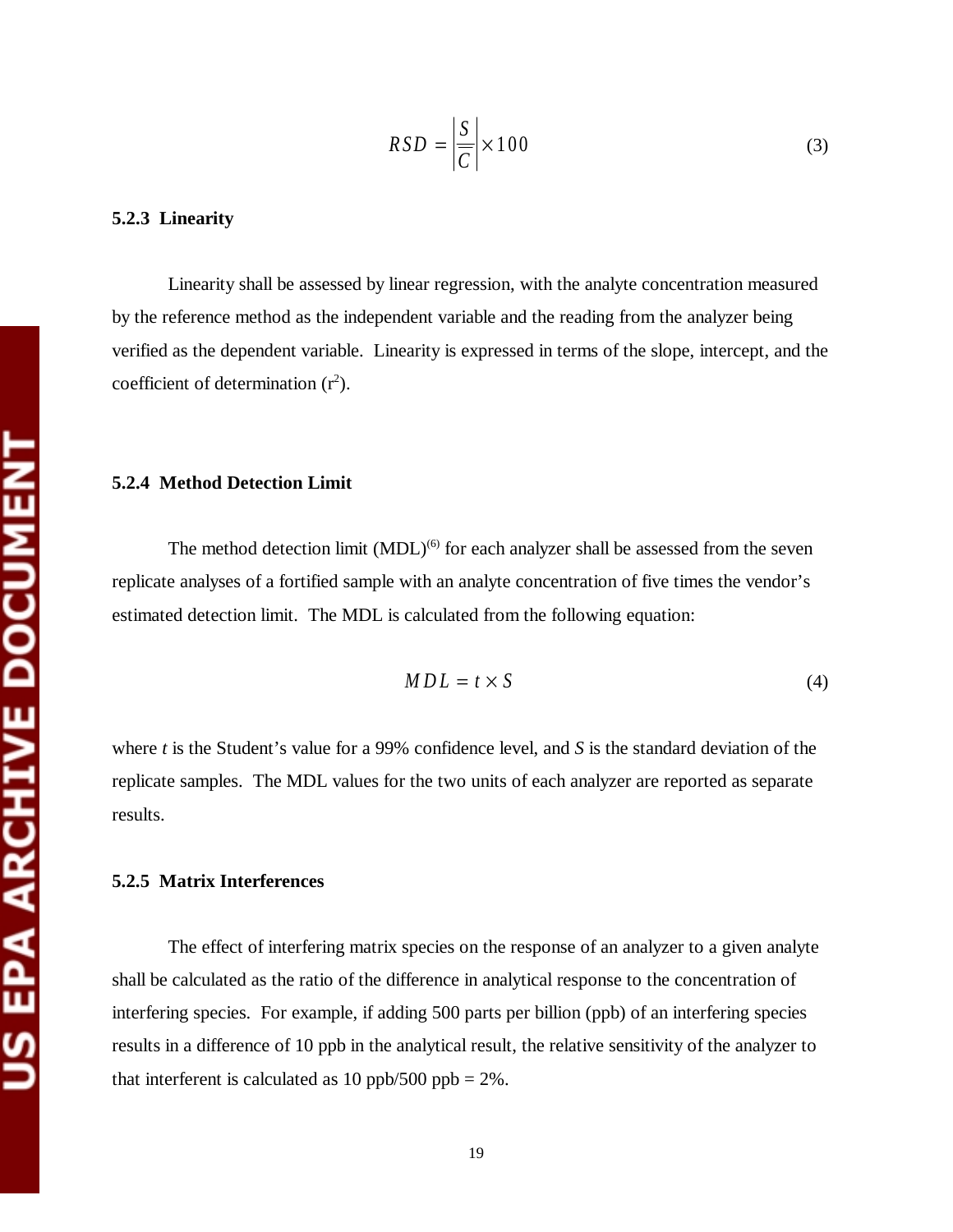$$RSD = \left| \frac{S}{\overline{C}} \right| \times 100 \tag{3}$$

### 5.2.3 Linearity

Linearity shall be assessed by linear regression, with the analyte concentration measured by the reference method as the independent variable and the reading from the analyzer being verified as the dependent variable. Linearity is expressed in terms of the slope, intercept, and the coefficient of determination ($r^2$).

### 5.2.4 Method Detection Limit

The method detection limit (MDL)[6] for each analyzer shall be assessed from the seven replicate analyses of a fortified sample with an analyte concentration of five times the vendor's estimated detection limit. The MDL is calculated from the following equation:

$$MDL = t \times S \tag{4}$$

where $t$ is the Student's value for a 99% confidence level, and $S$ is the standard deviation of the replicate samples. The MDL values for the two units of each analyzer are reported as separate results.

### 5.2.5 Matrix Interferences

The effect of interfering matrix species on the response of an analyzer to a given analyte shall be calculated as the ratio of the difference in analytical response to the concentration of interfering species. For example, if adding 500 parts per billion (ppb) of an interfering species results in a difference of 10 ppb in the analytical result, the relative sensitivity of the analyzer to that interferent is calculated as 10 ppb/500 ppb = 2%.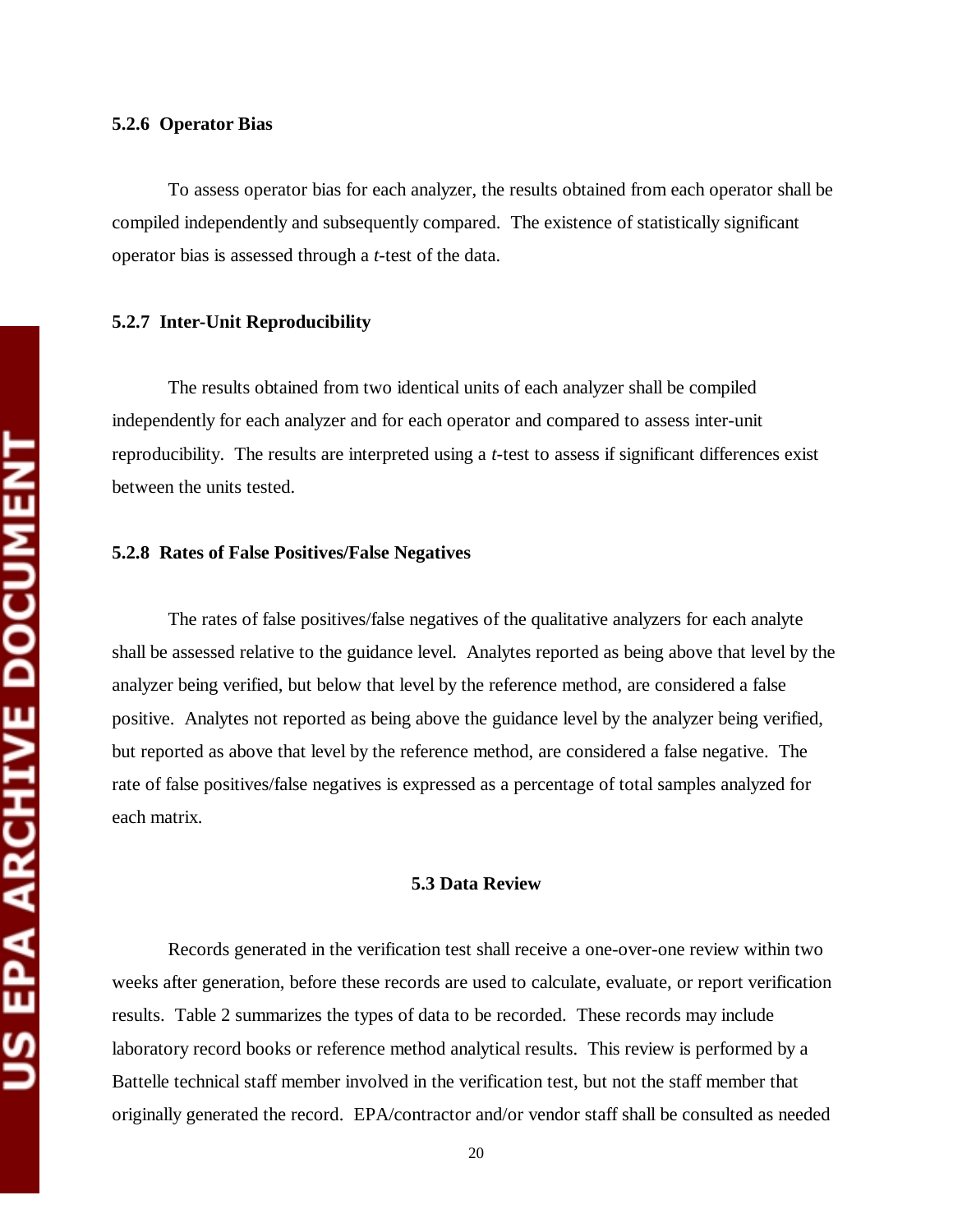#### 5.2.6 Operator Bias

To assess operator bias for each analyzer, the results obtained from each operator shall be compiled independently and subsequently compared. The existence of statistically significant operator bias is assessed through a *t*-test of the data.

#### 5.2.7 Inter-Unit Reproducibility

The results obtained from two identical units of each analyzer shall be compiled independently for each analyzer and for each operator and compared to assess inter-unit reproducibility. The results are interpreted using a *t*-test to assess if significant differences exist between the units tested.

#### 5.2.8 Rates of False Positives/False Negatives

The rates of false positives/false negatives of the qualitative analyzers for each analyte shall be assessed relative to the guidance level. Analytes reported as being above that level by the analyzer being verified, but below that level by the reference method, are considered a false positive. Analytes not reported as being above the guidance level by the analyzer being verified, but reported as above that level by the reference method, are considered a false negative. The rate of false positives/false negatives is expressed as a percentage of total samples analyzed for each matrix.

### 5.3 Data Review

Records generated in the verification test shall receive a one-over-one review within two weeks after generation, before these records are used to calculate, evaluate, or report verification results. Table 2 summarizes the types of data to be recorded. These records may include laboratory record books or reference method analytical results. This review is performed by a Battelle technical staff member involved in the verification test, but not the staff member that originally generated the record. EPA/contractor and/or vendor staff shall be consulted as needed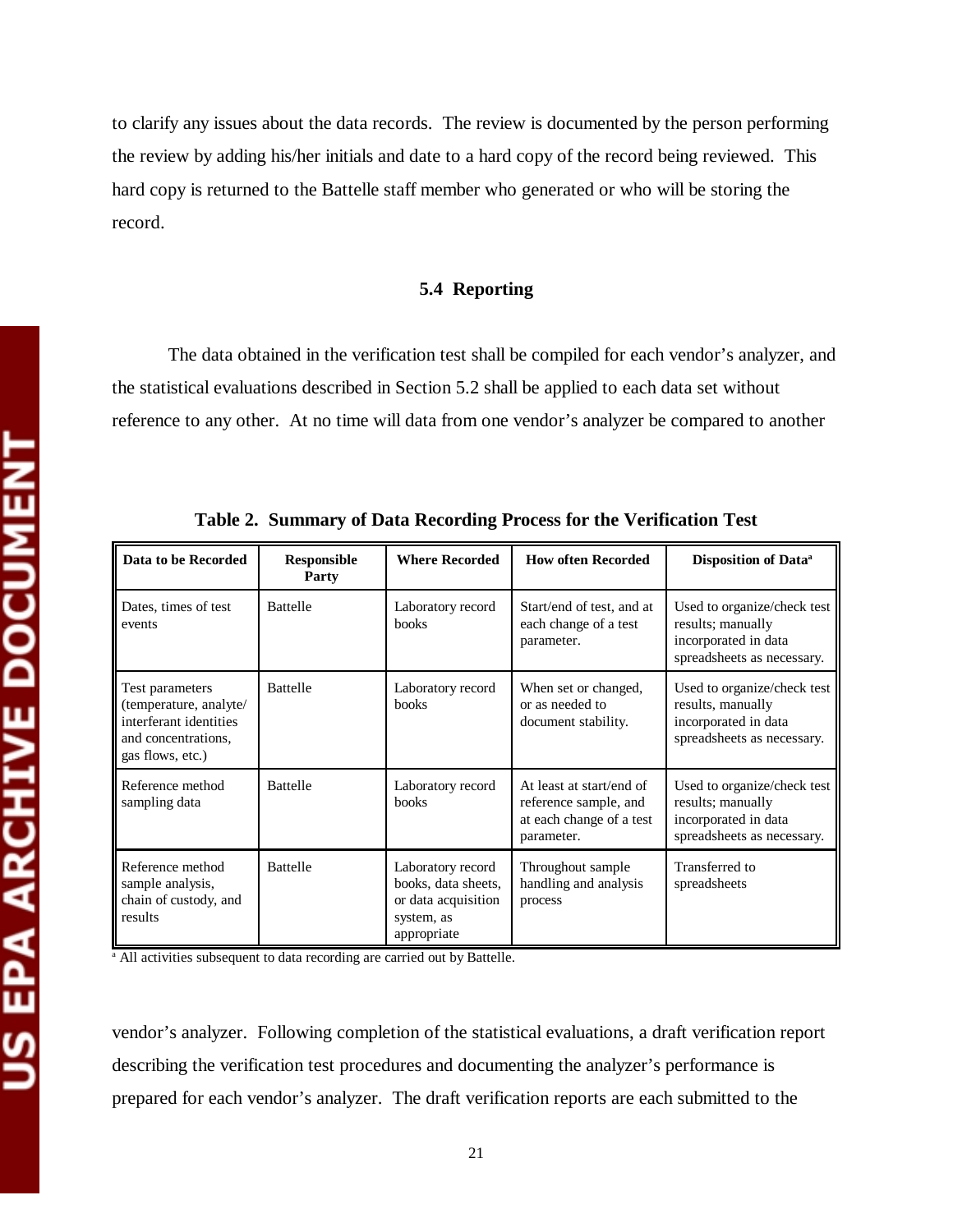to clarify any issues about the data records. The review is documented by the person performing the review by adding his/her initials and date to a hard copy of the record being reviewed. This hard copy is returned to the Battelle staff member who generated or who will be storing the record.

### 5.4 Reporting

The data obtained in the verification test shall be compiled for each vendor's analyzer, and the statistical evaluations described in Section 5.2 shall be applied to each data set without reference to any other. At no time will data from one vendor's analyzer be compared to another vendor's analyzer. Following completion of the statistical evaluations, a draft verification report describing the verification test procedures and documenting the analyzer's performance is prepared for each vendor's analyzer. The draft verification reports are each submitted to the

**Table 2. Summary of Data Recording Process for the Verification Test**

| Data to be Recorded | Responsible Party | Where Recorded | How often Recorded | Disposition of Data[a] |
|---|---|---|---|---|
| Dates, times of test events | Battelle | Laboratory record books | Start/end of test, and at each change of a test parameter. | Used to organize/check test results; manually incorporated in data spreadsheets as necessary. |
| Test parameters (temperature, analyte/ interferant identities and concentrations, gas flows, etc.) | Battelle | Laboratory record books | When set or changed, or as needed to document stability. | Used to organize/check test results, manually incorporated in data spreadsheets as necessary. |
| Reference method sampling data | Battelle | Laboratory record books | At least at start/end of reference sample, and at each change of a test parameter. | Used to organize/check test results; manually incorporated in data spreadsheets as necessary. |
| Reference method sample analysis, chain of custody, and results | Battelle | Laboratory record books, data sheets, or data acquisition system, as appropriate | Throughout sample handling and analysis process | Transferred to spreadsheets |

[a] All activities subsequent to data recording are carried out by Battelle.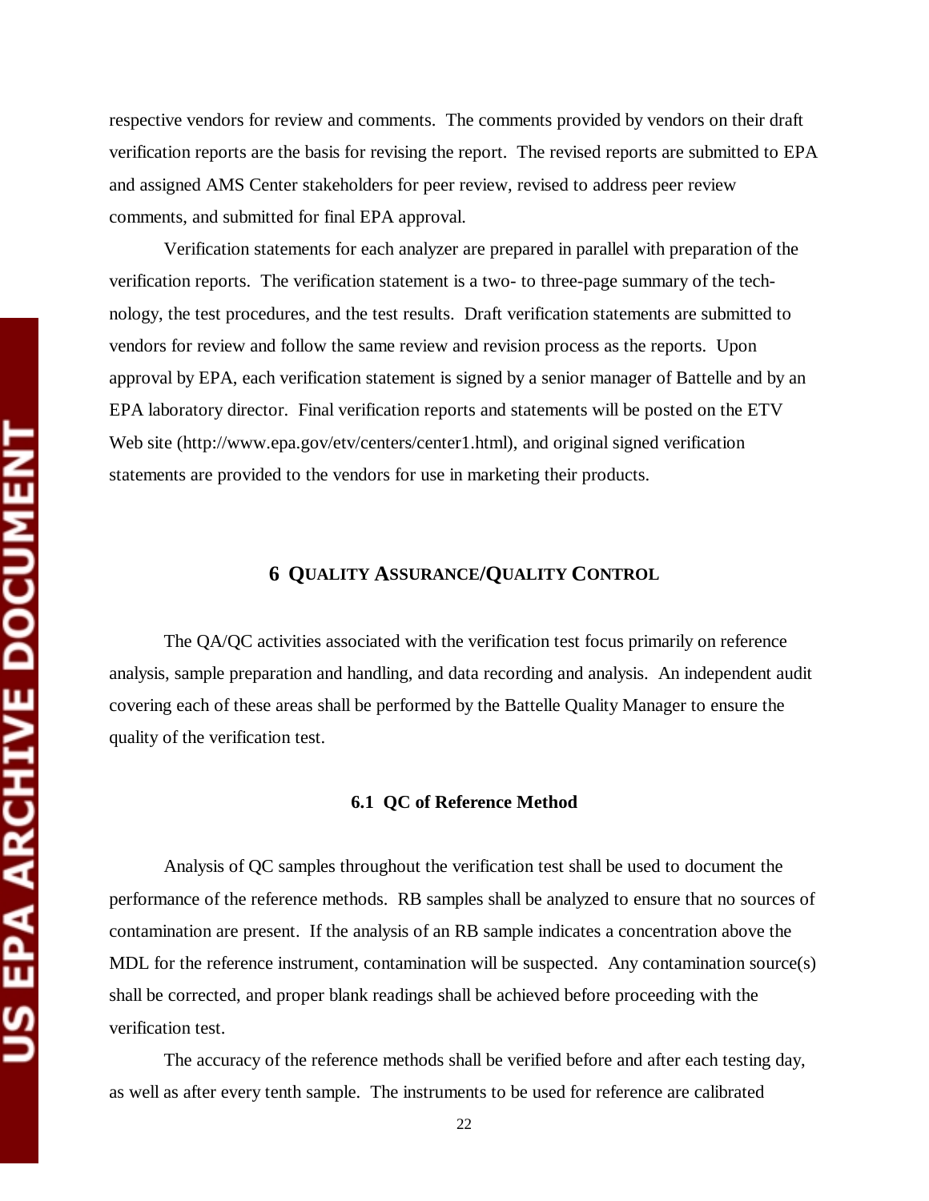respective vendors for review and comments. The comments provided by vendors on their draft verification reports are the basis for revising the report. The revised reports are submitted to EPA and assigned AMS Center stakeholders for peer review, revised to address peer review comments, and submitted for final EPA approval.

Verification statements for each analyzer are prepared in parallel with preparation of the verification reports. The verification statement is a two- to three-page summary of the technology, the test procedures, and the test results. Draft verification statements are submitted to vendors for review and follow the same review and revision process as the reports. Upon approval by EPA, each verification statement is signed by a senior manager of Battelle and by an EPA laboratory director. Final verification reports and statements will be posted on the ETV Web site (http://www.epa.gov/etv/centers/center1.html), and original signed verification statements are provided to the vendors for use in marketing their products.

# 6 QUALITY ASSURANCE/QUALITY CONTROL

The QA/QC activities associated with the verification test focus primarily on reference analysis, sample preparation and handling, and data recording and analysis. An independent audit covering each of these areas shall be performed by the Battelle Quality Manager to ensure the quality of the verification test.

## 6.1 QC of Reference Method

Analysis of QC samples throughout the verification test shall be used to document the performance of the reference methods. RB samples shall be analyzed to ensure that no sources of contamination are present. If the analysis of an RB sample indicates a concentration above the MDL for the reference instrument, contamination will be suspected. Any contamination source(s) shall be corrected, and proper blank readings shall be achieved before proceeding with the verification test.

The accuracy of the reference methods shall be verified before and after each testing day, as well as after every tenth sample. The instruments to be used for reference are calibrated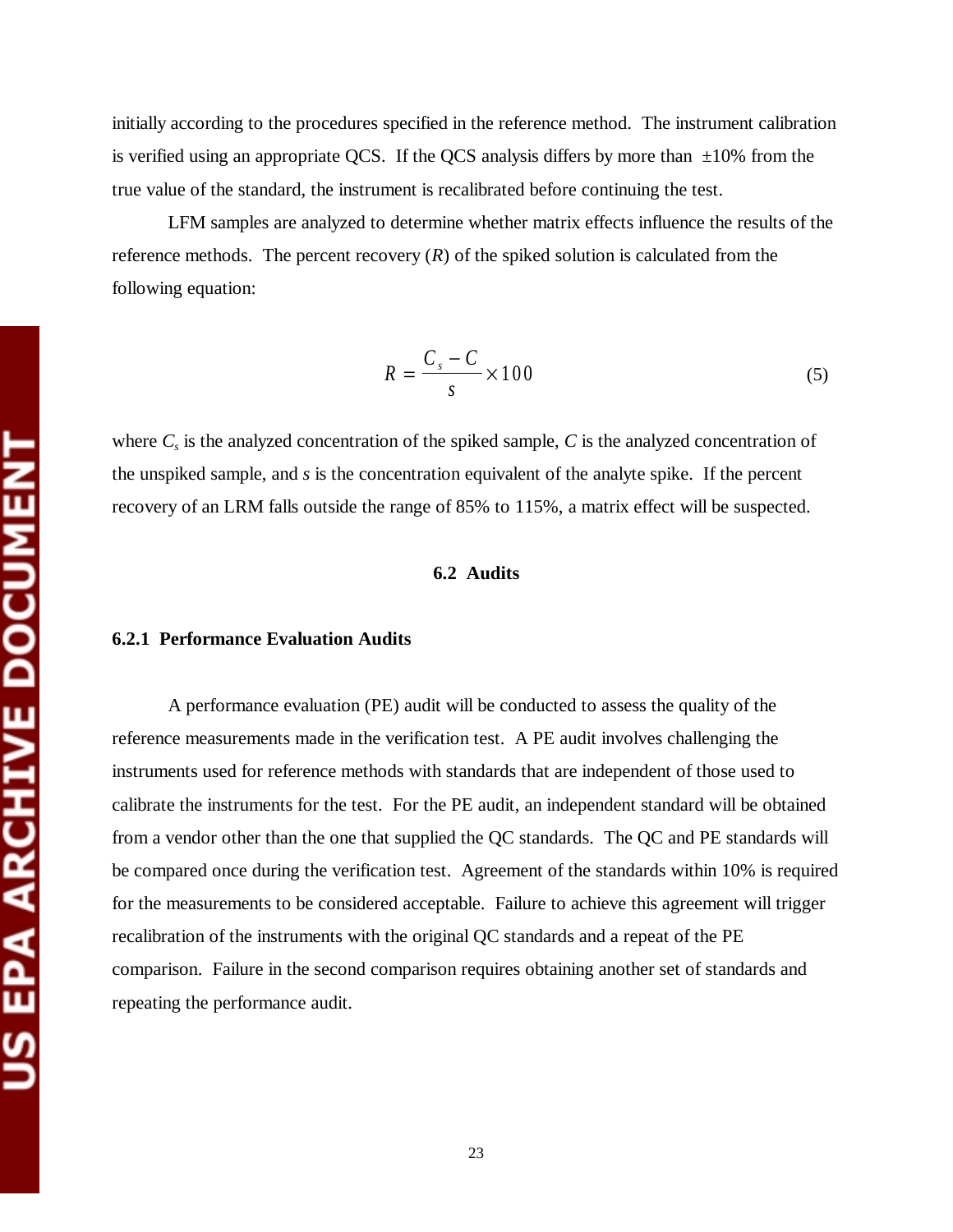initially according to the procedures specified in the reference method. The instrument calibration is verified using an appropriate QCS. If the QCS analysis differs by more than ±10% from the true value of the standard, the instrument is recalibrated before continuing the test.

LFM samples are analyzed to determine whether matrix effects influence the results of the reference methods. The percent recovery ($R$) of the spiked solution is calculated from the following equation:

$$R = \frac{C_s - C}{s} \times 100 \tag{5}$$

where $C_s$ is the analyzed concentration of the spiked sample, $C$ is the analyzed concentration of the unspiked sample, and $s$ is the concentration equivalent of the analyte spike. If the percent recovery of an LRM falls outside the range of 85% to 115%, a matrix effect will be suspected.

## 6.2 Audits

### 6.2.1 Performance Evaluation Audits

A performance evaluation (PE) audit will be conducted to assess the quality of the reference measurements made in the verification test. A PE audit involves challenging the instruments used for reference methods with standards that are independent of those used to calibrate the instruments for the test. For the PE audit, an independent standard will be obtained from a vendor other than the one that supplied the QC standards. The QC and PE standards will be compared once during the verification test. Agreement of the standards within 10% is required for the measurements to be considered acceptable. Failure to achieve this agreement will trigger recalibration of the instruments with the original QC standards and a repeat of the PE comparison. Failure in the second comparison requires obtaining another set of standards and repeating the performance audit.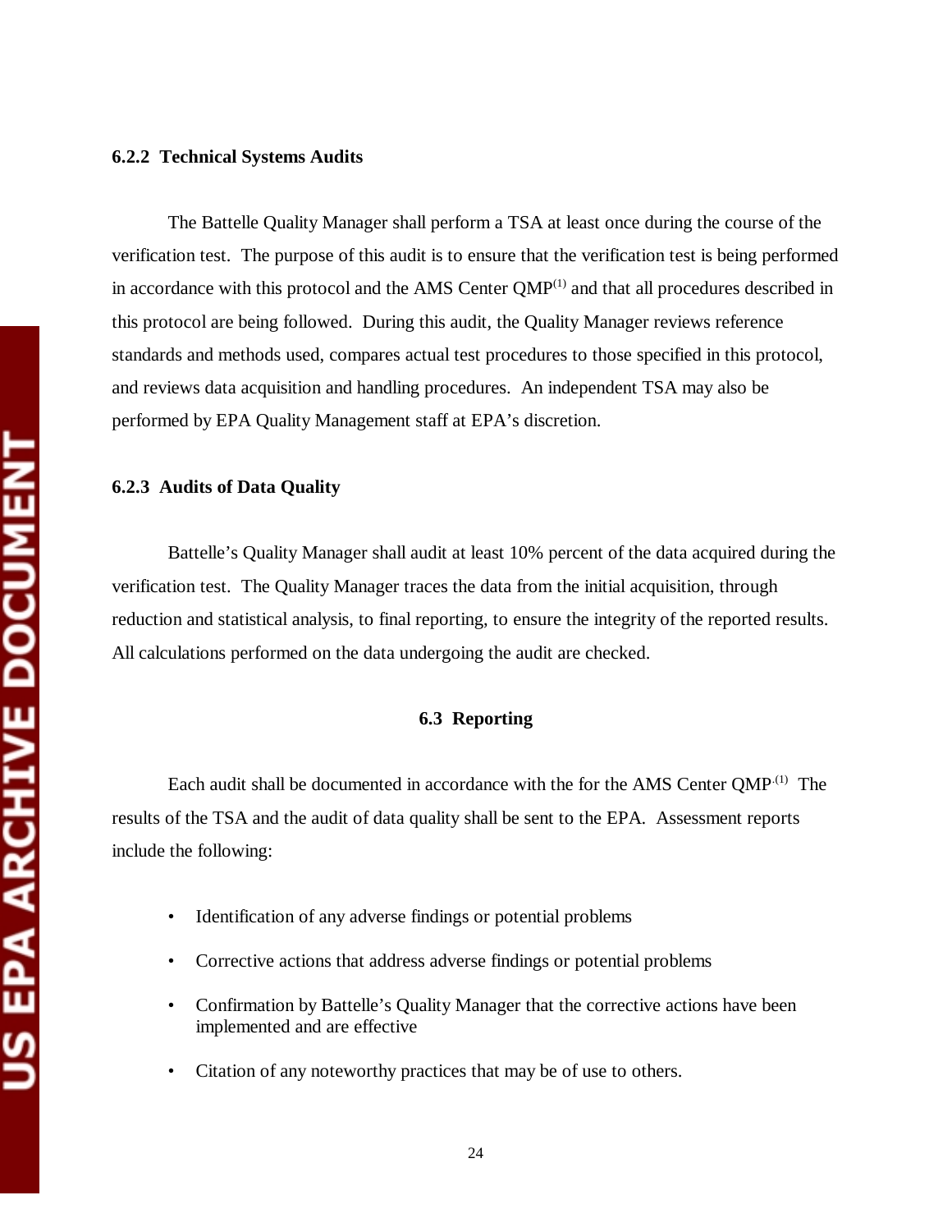### 6.2.2 Technical Systems Audits

The Battelle Quality Manager shall perform a TSA at least once during the course of the verification test. The purpose of this audit is to ensure that the verification test is being performed in accordance with this protocol and the AMS Center QMP[1] and that all procedures described in this protocol are being followed. During this audit, the Quality Manager reviews reference standards and methods used, compares actual test procedures to those specified in this protocol, and reviews data acquisition and handling procedures. An independent TSA may also be performed by EPA Quality Management staff at EPA's discretion.

### 6.2.3 Audits of Data Quality

Battelle's Quality Manager shall audit at least 10% percent of the data acquired during the verification test. The Quality Manager traces the data from the initial acquisition, through reduction and statistical analysis, to final reporting, to ensure the integrity of the reported results. All calculations performed on the data undergoing the audit are checked.

## 6.3 Reporting

Each audit shall be documented in accordance with the for the AMS Center QMP.[1] The results of the TSA and the audit of data quality shall be sent to the EPA. Assessment reports include the following:

- Identification of any adverse findings or potential problems
- Corrective actions that address adverse findings or potential problems
- Confirmation by Battelle's Quality Manager that the corrective actions have been implemented and are effective
- Citation of any noteworthy practices that may be of use to others.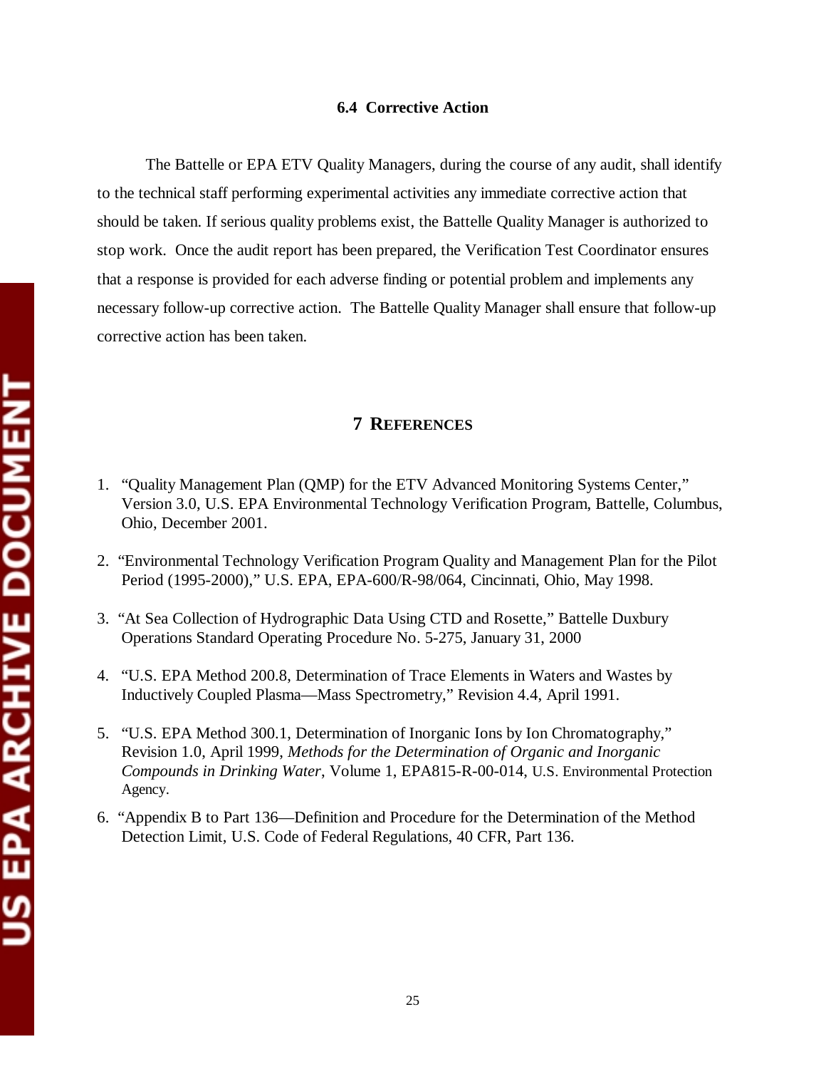### 6.4 Corrective Action

The Battelle or EPA ETV Quality Managers, during the course of any audit, shall identify to the technical staff performing experimental activities any immediate corrective action that should be taken. If serious quality problems exist, the Battelle Quality Manager is authorized to stop work. Once the audit report has been prepared, the Verification Test Coordinator ensures that a response is provided for each adverse finding or potential problem and implements any necessary follow-up corrective action. The Battelle Quality Manager shall ensure that follow-up corrective action has been taken.

## 7 REFERENCES

1. "Quality Management Plan (QMP) for the ETV Advanced Monitoring Systems Center," Version 3.0, U.S. EPA Environmental Technology Verification Program, Battelle, Columbus, Ohio, December 2001.

2. "Environmental Technology Verification Program Quality and Management Plan for the Pilot Period (1995-2000)," U.S. EPA, EPA-600/R-98/064, Cincinnati, Ohio, May 1998.

3. "At Sea Collection of Hydrographic Data Using CTD and Rosette," Battelle Duxbury Operations Standard Operating Procedure No. 5-275, January 31, 2000

4. "U.S. EPA Method 200.8, Determination of Trace Elements in Waters and Wastes by Inductively Coupled Plasma—Mass Spectrometry," Revision 4.4, April 1991.

5. "U.S. EPA Method 300.1, Determination of Inorganic Ions by Ion Chromatography," Revision 1.0, April 1999, *Methods for the Determination of Organic and Inorganic Compounds in Drinking Water*, Volume 1, EPA815-R-00-014, U.S. Environmental Protection Agency.

6. "Appendix B to Part 136—Definition and Procedure for the Determination of the Method Detection Limit, U.S. Code of Federal Regulations, 40 CFR, Part 136.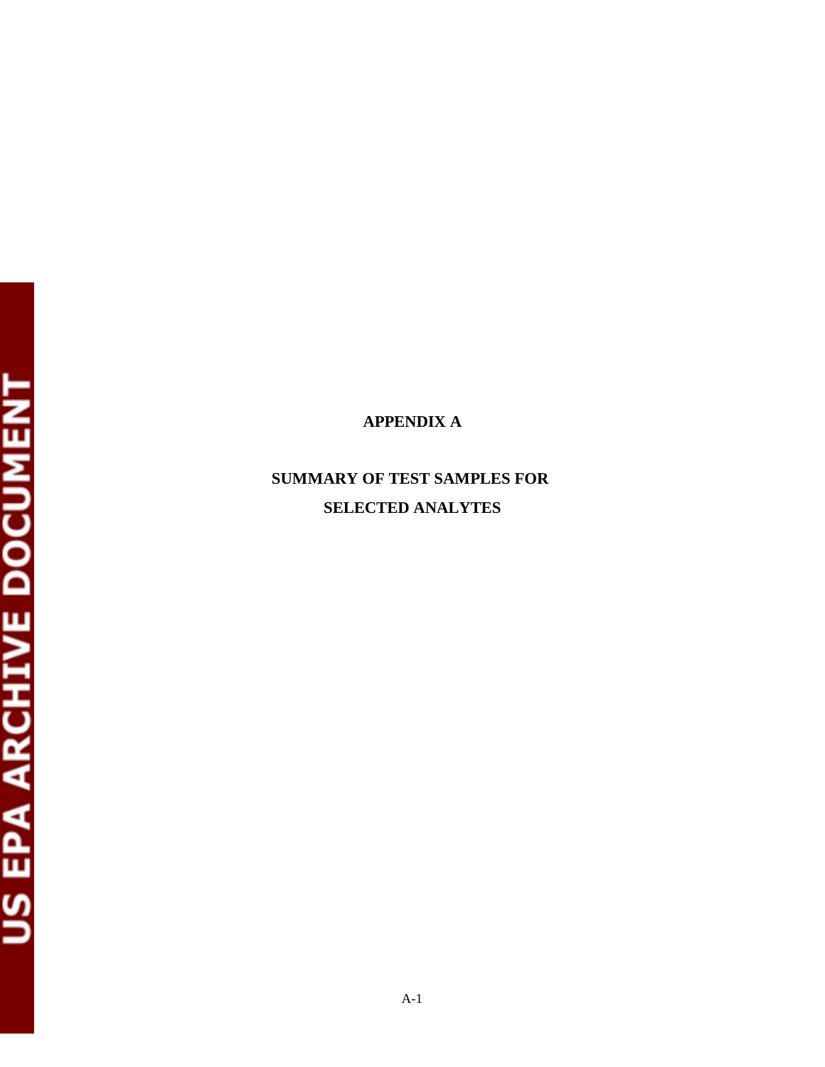# APPENDIX A

## SUMMARY OF TEST SAMPLES FOR SELECTED ANALYTES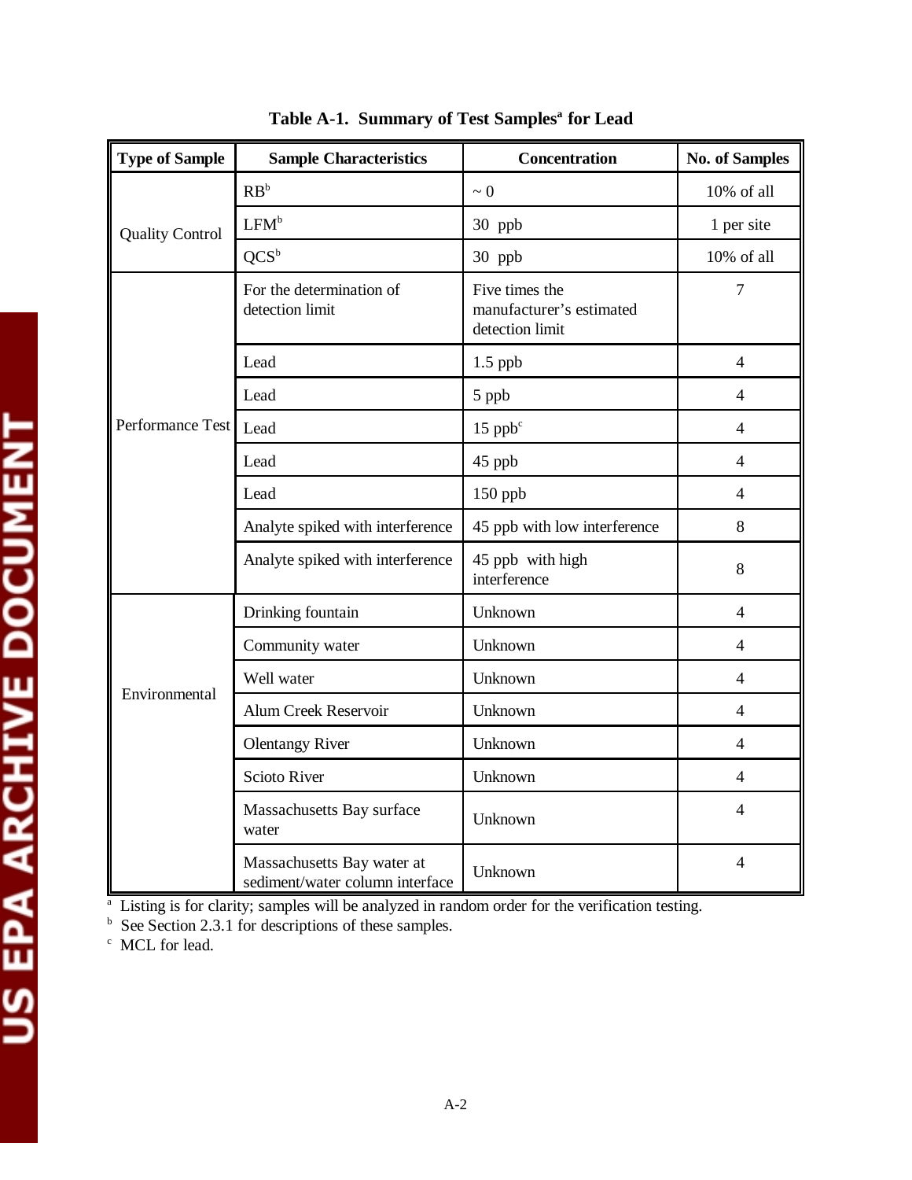**Table A-1. Summary of Test Samples[a] for Lead**

| Type of Sample | Sample Characteristics | Concentration | No. of Samples |
|---|---|---|---|
| Quality Control | RB[b] | ~ 0 | 10% of all |
| | LFM[b] | 30 ppb | 1 per site |
| | QCS[b] | 30 ppb | 10% of all |
| Performance Test | For the determination of detection limit | Five times the manufacturer's estimated detection limit | 7 |
| | Lead | 1.5 ppb | 4 |
| | Lead | 5 ppb | 4 |
| | Lead | 15 ppb[c] | 4 |
| | Lead | 45 ppb | 4 |
| | Lead | 150 ppb | 4 |
| | Analyte spiked with interference | 45 ppb with low interference | 8 |
| | Analyte spiked with interference | 45 ppb with high interference | 8 |
| Environmental | Drinking fountain | Unknown | 4 |
| | Community water | Unknown | 4 |
| | Well water | Unknown | 4 |
| | Alum Creek Reservoir | Unknown | 4 |
| | Olentangy River | Unknown | 4 |
| | Scioto River | Unknown | 4 |
| | Massachusetts Bay surface water | Unknown | 4 |
| | Massachusetts Bay water at sediment/water column interface | Unknown | 4 |

[a] Listing is for clarity; samples will be analyzed in random order for the verification testing.
[b] See Section 2.3.1 for descriptions of these samples.
[c] MCL for lead.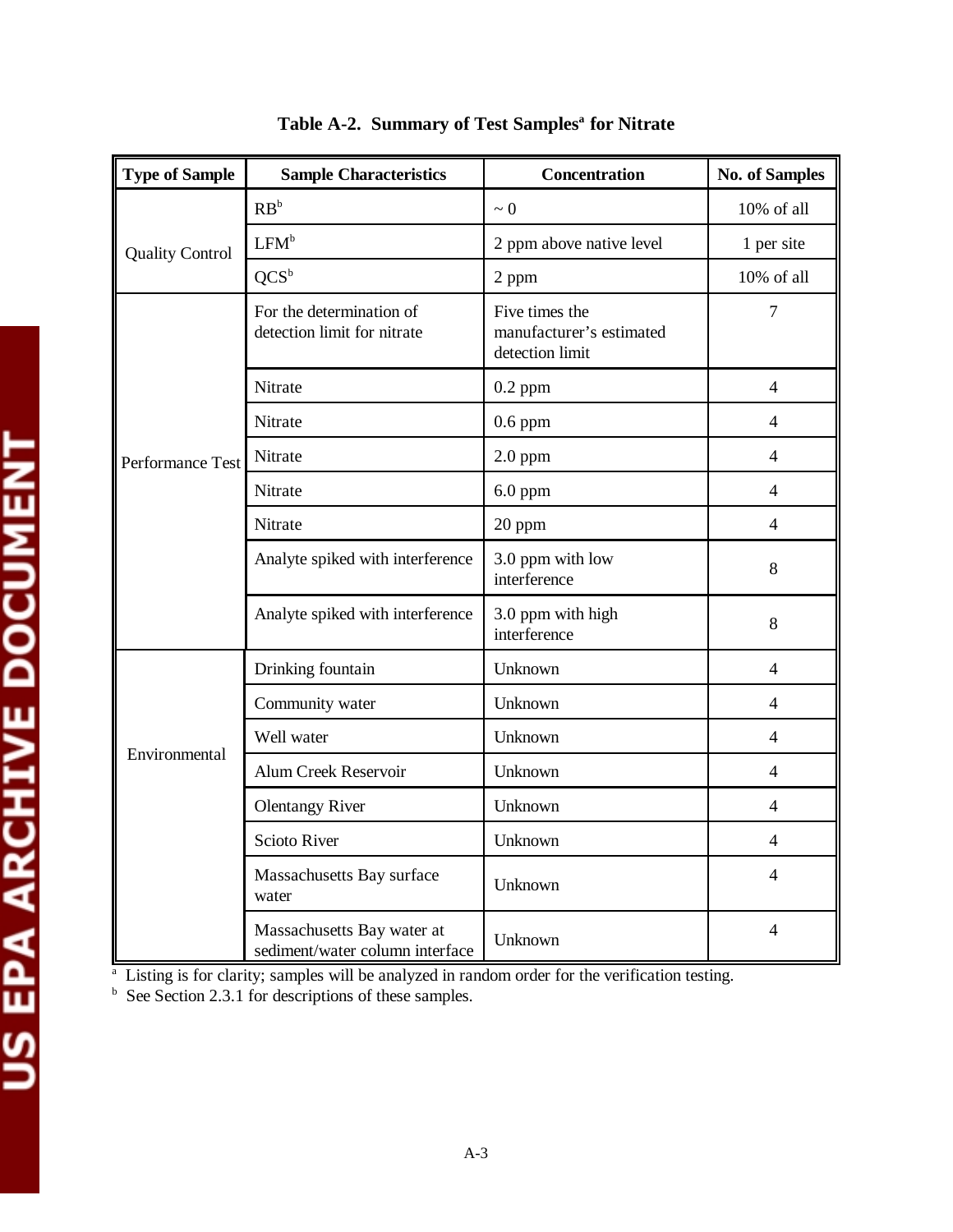**Table A-2. Summary of Test Samples[a] for Nitrate**

| Type of Sample | Sample Characteristics | Concentration | No. of Samples |
|---|---|---|---|
| Quality Control | RB[b] | ~ 0 | 10% of all |
| | LFM[b] | 2 ppm above native level | 1 per site |
| | QCS[b] | 2 ppm | 10% of all |
| Performance Test | For the determination of detection limit for nitrate | Five times the manufacturer's estimated detection limit | 7 |
| | Nitrate | 0.2 ppm | 4 |
| | Nitrate | 0.6 ppm | 4 |
| | Nitrate | 2.0 ppm | 4 |
| | Nitrate | 6.0 ppm | 4 |
| | Nitrate | 20 ppm | 4 |
| | Analyte spiked with interference | 3.0 ppm with low interference | 8 |
| | Analyte spiked with interference | 3.0 ppm with high interference | 8 |
| Environmental | Drinking fountain | Unknown | 4 |
| | Community water | Unknown | 4 |
| | Well water | Unknown | 4 |
| | Alum Creek Reservoir | Unknown | 4 |
| | Olentangy River | Unknown | 4 |
| | Scioto River | Unknown | 4 |
| | Massachusetts Bay surface water | Unknown | 4 |
| | Massachusetts Bay water at sediment/water column interface | Unknown | 4 |

[a] Listing is for clarity; samples will be analyzed in random order for the verification testing.
[b] See Section 2.3.1 for descriptions of these samples.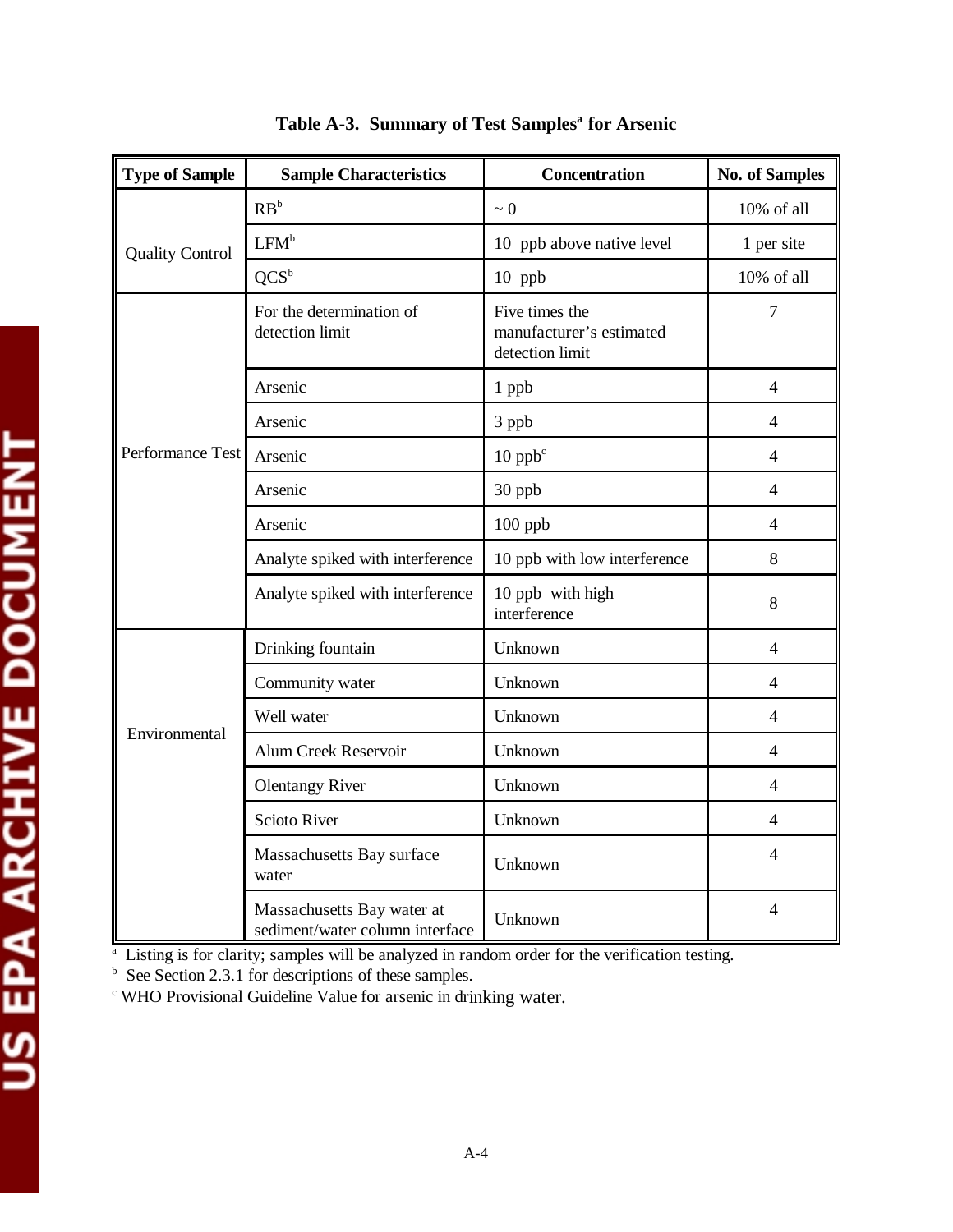**Table A-3. Summary of Test Samples[a] for Arsenic**

| Type of Sample | Sample Characteristics | Concentration | No. of Samples |
|---|---|---|---|
| Quality Control | RB[b] | ~ 0 | 10% of all |
| | LFM[b] | 10 ppb above native level | 1 per site |
| | QCS[b] | 10 ppb | 10% of all |
| Performance Test | For the determination of detection limit | Five times the manufacturer's estimated detection limit | 7 |
| | Arsenic | 1 ppb | 4 |
| | Arsenic | 3 ppb | 4 |
| | Arsenic | 10 ppb[c] | 4 |
| | Arsenic | 30 ppb | 4 |
| | Arsenic | 100 ppb | 4 |
| | Analyte spiked with interference | 10 ppb with low interference | 8 |
| | Analyte spiked with interference | 10 ppb with high interference | 8 |
| Environmental | Drinking fountain | Unknown | 4 |
| | Community water | Unknown | 4 |
| | Well water | Unknown | 4 |
| | Alum Creek Reservoir | Unknown | 4 |
| | Olentangy River | Unknown | 4 |
| | Scioto River | Unknown | 4 |
| | Massachusetts Bay surface water | Unknown | 4 |
| | Massachusetts Bay water at sediment/water column interface | Unknown | 4 |

[a] Listing is for clarity; samples will be analyzed in random order for the verification testing.
[b] See Section 2.3.1 for descriptions of these samples.
[c] WHO Provisional Guideline Value for arsenic in drinking water.